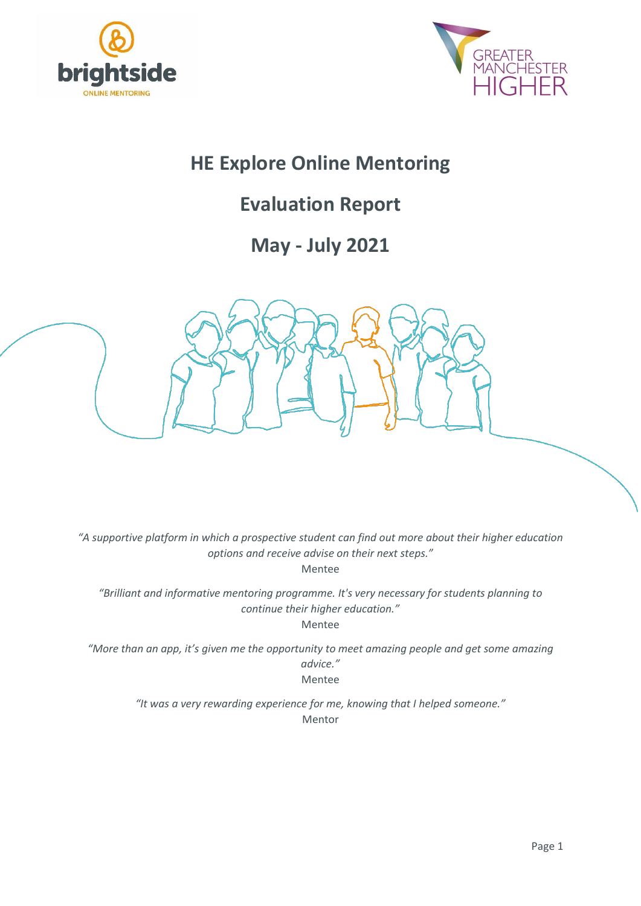# HE Explore Online Mentoring

# Evaluation Report

# May - July 2021

*"A supportive platform in which a prospective student can find out more about their higher education options and receive advise on their next steps."*
Mentee

*"Brilliant and informative mentoring programme. It's very necessary for students planning to continue their higher education."*
Mentee

*"More than an app, it's given me the opportunity to meet amazing people and get some amazing advice."*
Mentee

*"It was a very rewarding experience for me, knowing that I helped someone."*
Mentor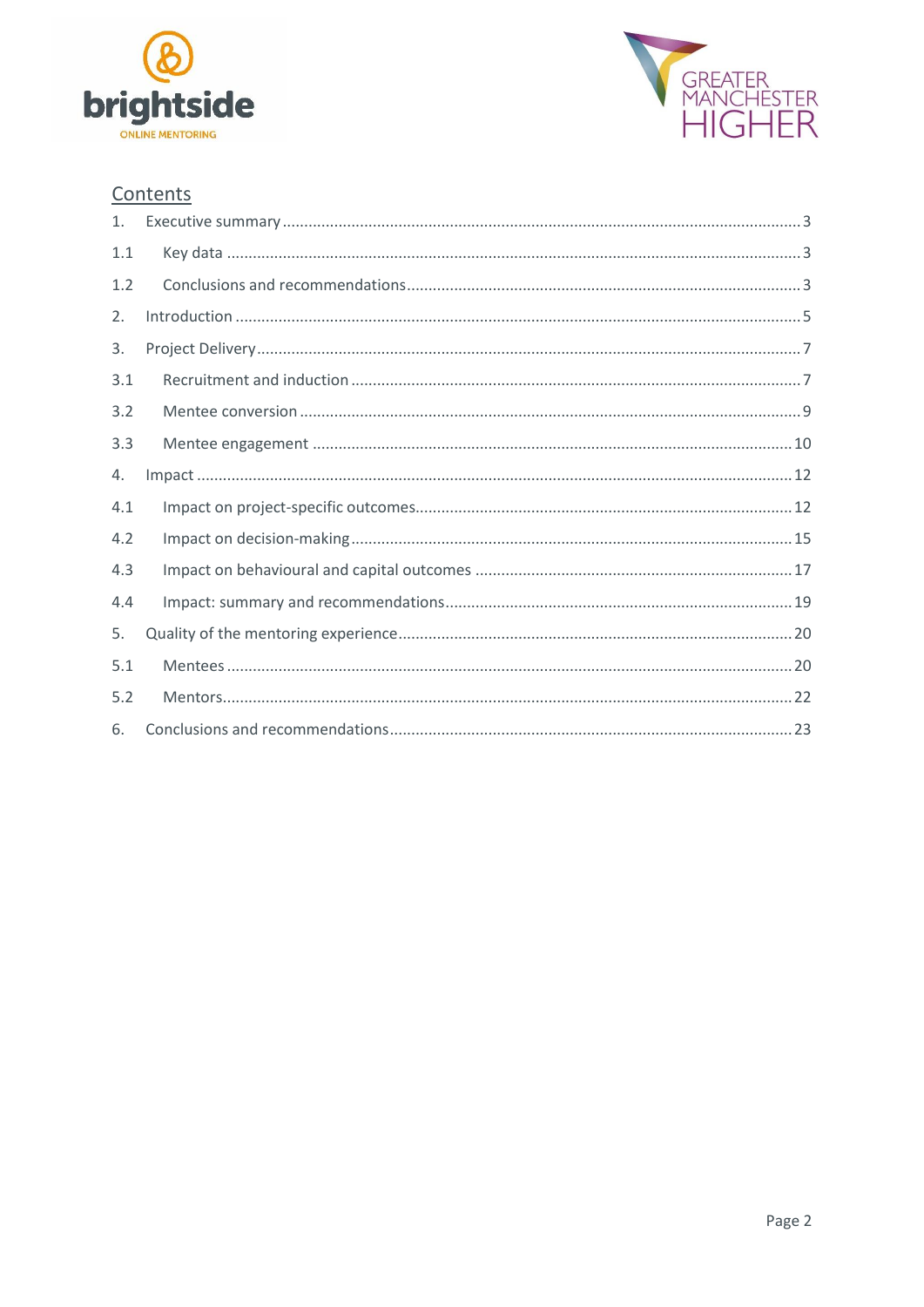## Contents

1. Executive summary ..... 3
   - 1.1 Key data ..... 3
   - 1.2 Conclusions and recommendations ..... 3
2. Introduction ..... 5
3. Project Delivery ..... 7
   - 3.1 Recruitment and induction ..... 7
   - 3.2 Mentee conversion ..... 9
   - 3.3 Mentee engagement ..... 10
4. Impact ..... 12
   - 4.1 Impact on project-specific outcomes ..... 12
   - 4.2 Impact on decision-making ..... 15
   - 4.3 Impact on behavioural and capital outcomes ..... 17
   - 4.4 Impact: summary and recommendations ..... 19
5. Quality of the mentoring experience ..... 20
   - 5.1 Mentees ..... 20
   - 5.2 Mentors ..... 22
6. Conclusions and recommendations ..... 23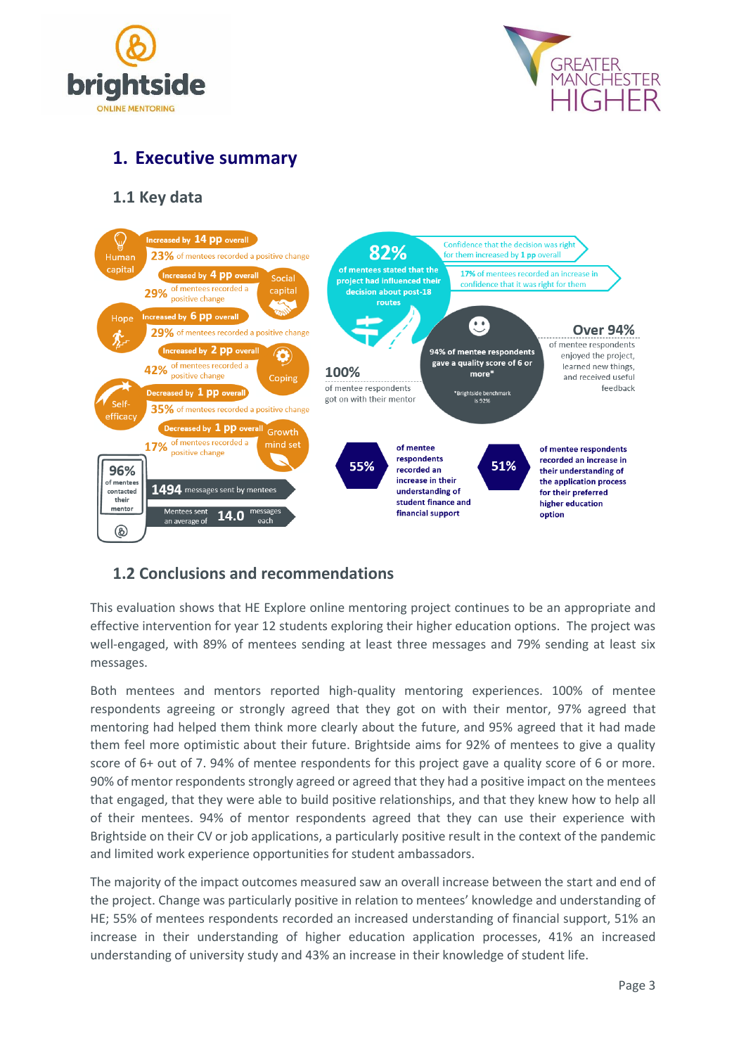## 1. Executive summary

### 1.1 Key data

**Human capital** — Increased by **14 pp** overall. **23%** of mentees recorded a positive change

**Social capital** — Increased by **4 pp** overall. **29%** of mentees recorded a positive change

**Hope** — Increased by **6 pp** overall. **29%** of mentees recorded a positive change

**Coping** — Increased by **2 pp** overall. **42%** of mentees recorded a positive change

**Self-efficacy** — Decreased by **1 pp** overall. **35%** of mentees recorded a positive change

**Growth mind set** — Decreased by **1 pp** overall. **17%** of mentees recorded a positive change

**96%** of mentees contacted their mentor

**1494** messages sent by mentees

Mentees sent an average of **14.0** messages each

**82%** of mentees stated that the project had influenced their decision about post-18 routes

Confidence that the decision was right for them increased by **1 pp** overall

**17%** of mentees recorded an increase in confidence that it was right for them

**100%** of mentee respondents got on with their mentor

**94%** of mentee respondents gave a quality score of 6 or more*

*Brightside benchmark is 92%

**Over 94%** of mentee respondents enjoyed the project, learned new things, and received useful feedback

**55%** of mentee respondents recorded an increase in their understanding of student finance and financial support

**51%** of mentee respondents recorded an increase in their understanding of the application process for their preferred higher education option

### 1.2 Conclusions and recommendations

This evaluation shows that HE Explore online mentoring project continues to be an appropriate and effective intervention for year 12 students exploring their higher education options. The project was well-engaged, with 89% of mentees sending at least three messages and 79% sending at least six messages.

Both mentees and mentors reported high-quality mentoring experiences. 100% of mentee respondents agreeing or strongly agreed that they got on with their mentor, 97% agreed that mentoring had helped them think more clearly about the future, and 95% agreed that it had made them feel more optimistic about their future. Brightside aims for 92% of mentees to give a quality score of 6+ out of 7. 94% of mentee respondents for this project gave a quality score of 6 or more. 90% of mentor respondents strongly agreed or agreed that they had a positive impact on the mentees that engaged, that they were able to build positive relationships, and that they knew how to help all of their mentees. 94% of mentor respondents agreed that they can use their experience with Brightside on their CV or job applications, a particularly positive result in the context of the pandemic and limited work experience opportunities for student ambassadors.

The majority of the impact outcomes measured saw an overall increase between the start and end of the project. Change was particularly positive in relation to mentees' knowledge and understanding of HE; 55% of mentees respondents recorded an increased understanding of financial support, 51% an increase in their understanding of higher education application processes, 41% an increased understanding of university study and 43% an increase in their knowledge of student life.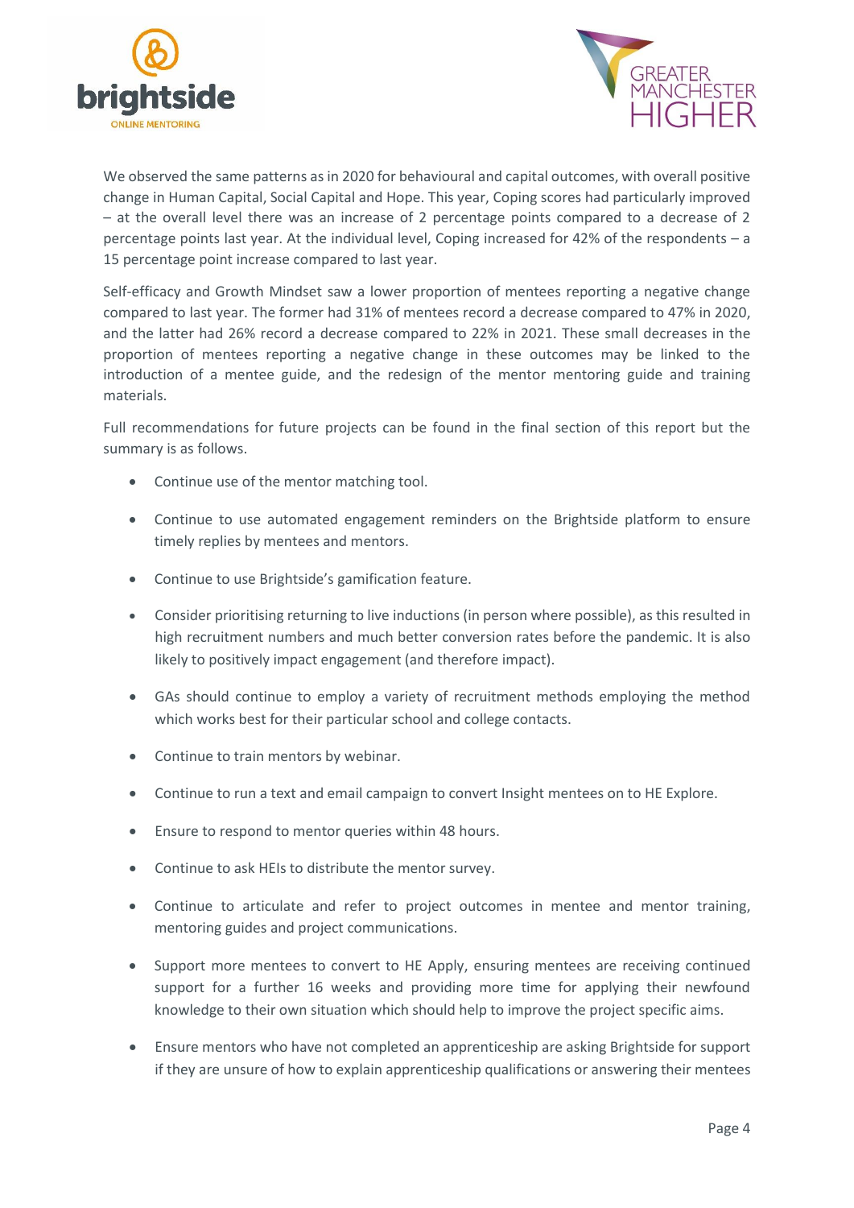We observed the same patterns as in 2020 for behavioural and capital outcomes, with overall positive change in Human Capital, Social Capital and Hope. This year, Coping scores had particularly improved – at the overall level there was an increase of 2 percentage points compared to a decrease of 2 percentage points last year. At the individual level, Coping increased for 42% of the respondents – a 15 percentage point increase compared to last year.

Self-efficacy and Growth Mindset saw a lower proportion of mentees reporting a negative change compared to last year. The former had 31% of mentees record a decrease compared to 47% in 2020, and the latter had 26% record a decrease compared to 22% in 2021. These small decreases in the proportion of mentees reporting a negative change in these outcomes may be linked to the introduction of a mentee guide, and the redesign of the mentor mentoring guide and training materials.

Full recommendations for future projects can be found in the final section of this report but the summary is as follows.

- Continue use of the mentor matching tool.
- Continue to use automated engagement reminders on the Brightside platform to ensure timely replies by mentees and mentors.
- Continue to use Brightside's gamification feature.
- Consider prioritising returning to live inductions (in person where possible), as this resulted in high recruitment numbers and much better conversion rates before the pandemic. It is also likely to positively impact engagement (and therefore impact).
- GAs should continue to employ a variety of recruitment methods employing the method which works best for their particular school and college contacts.
- Continue to train mentors by webinar.
- Continue to run a text and email campaign to convert Insight mentees on to HE Explore.
- Ensure to respond to mentor queries within 48 hours.
- Continue to ask HEIs to distribute the mentor survey.
- Continue to articulate and refer to project outcomes in mentee and mentor training, mentoring guides and project communications.
- Support more mentees to convert to HE Apply, ensuring mentees are receiving continued support for a further 16 weeks and providing more time for applying their newfound knowledge to their own situation which should help to improve the project specific aims.
- Ensure mentors who have not completed an apprenticeship are asking Brightside for support if they are unsure of how to explain apprenticeship qualifications or answering their mentees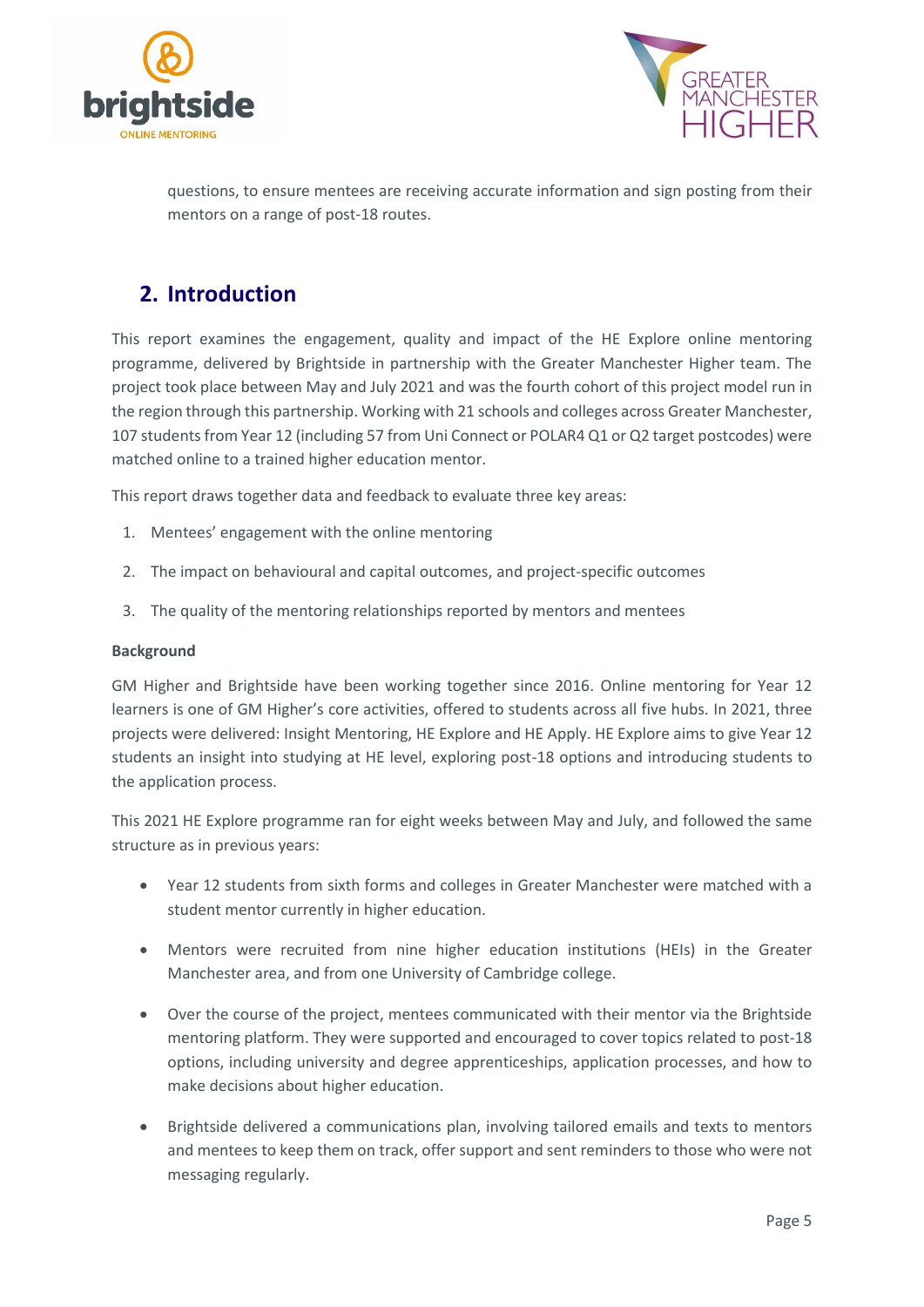questions, to ensure mentees are receiving accurate information and sign posting from their mentors on a range of post-18 routes.

## 2. Introduction

This report examines the engagement, quality and impact of the HE Explore online mentoring programme, delivered by Brightside in partnership with the Greater Manchester Higher team. The project took place between May and July 2021 and was the fourth cohort of this project model run in the region through this partnership. Working with 21 schools and colleges across Greater Manchester, 107 students from Year 12 (including 57 from Uni Connect or POLAR4 Q1 or Q2 target postcodes) were matched online to a trained higher education mentor.

This report draws together data and feedback to evaluate three key areas:

1. Mentees' engagement with the online mentoring
2. The impact on behavioural and capital outcomes, and project-specific outcomes
3. The quality of the mentoring relationships reported by mentors and mentees

**Background**

GM Higher and Brightside have been working together since 2016. Online mentoring for Year 12 learners is one of GM Higher's core activities, offered to students across all five hubs. In 2021, three projects were delivered: Insight Mentoring, HE Explore and HE Apply. HE Explore aims to give Year 12 students an insight into studying at HE level, exploring post-18 options and introducing students to the application process.

This 2021 HE Explore programme ran for eight weeks between May and July, and followed the same structure as in previous years:

- Year 12 students from sixth forms and colleges in Greater Manchester were matched with a student mentor currently in higher education.
- Mentors were recruited from nine higher education institutions (HEIs) in the Greater Manchester area, and from one University of Cambridge college.
- Over the course of the project, mentees communicated with their mentor via the Brightside mentoring platform. They were supported and encouraged to cover topics related to post-18 options, including university and degree apprenticeships, application processes, and how to make decisions about higher education.
- Brightside delivered a communications plan, involving tailored emails and texts to mentors and mentees to keep them on track, offer support and sent reminders to those who were not messaging regularly.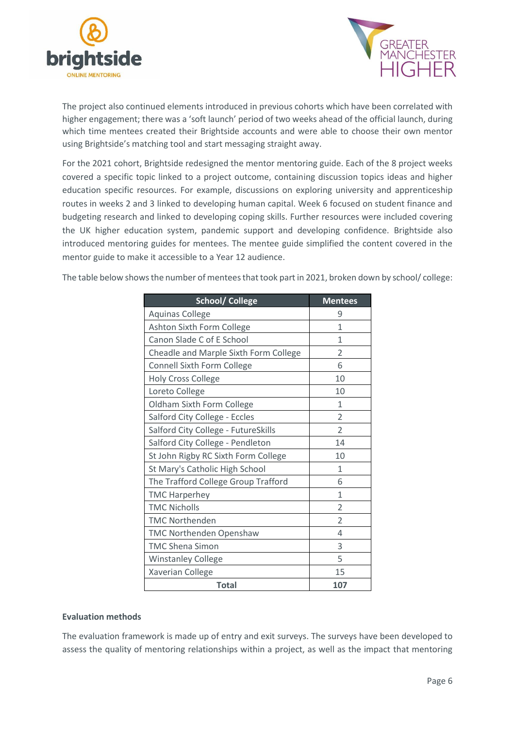The project also continued elements introduced in previous cohorts which have been correlated with higher engagement; there was a 'soft launch' period of two weeks ahead of the official launch, during which time mentees created their Brightside accounts and were able to choose their own mentor using Brightside's matching tool and start messaging straight away.

For the 2021 cohort, Brightside redesigned the mentor mentoring guide. Each of the 8 project weeks covered a specific topic linked to a project outcome, containing discussion topics ideas and higher education specific resources. For example, discussions on exploring university and apprenticeship routes in weeks 2 and 3 linked to developing human capital. Week 6 focused on student finance and budgeting research and linked to developing coping skills. Further resources were included covering the UK higher education system, pandemic support and developing confidence. Brightside also introduced mentoring guides for mentees. The mentee guide simplified the content covered in the mentor guide to make it accessible to a Year 12 audience.

The table below shows the number of mentees that took part in 2021, broken down by school/ college:

| School/ College | Mentees |
|---|---|
| Aquinas College | 9 |
| Ashton Sixth Form College | 1 |
| Canon Slade C of E School | 1 |
| Cheadle and Marple Sixth Form College | 2 |
| Connell Sixth Form College | 6 |
| Holy Cross College | 10 |
| Loreto College | 10 |
| Oldham Sixth Form College | 1 |
| Salford City College - Eccles | 2 |
| Salford City College - FutureSkills | 2 |
| Salford City College - Pendleton | 14 |
| St John Rigby RC Sixth Form College | 10 |
| St Mary's Catholic High School | 1 |
| The Trafford College Group Trafford | 6 |
| TMC Harperhey | 1 |
| TMC Nicholls | 2 |
| TMC Northenden | 2 |
| TMC Northenden Openshaw | 4 |
| TMC Shena Simon | 3 |
| Winstanley College | 5 |
| Xaverian College | 15 |
| **Total** | **107** |

**Evaluation methods**

The evaluation framework is made up of entry and exit surveys. The surveys have been developed to assess the quality of mentoring relationships within a project, as well as the impact that mentoring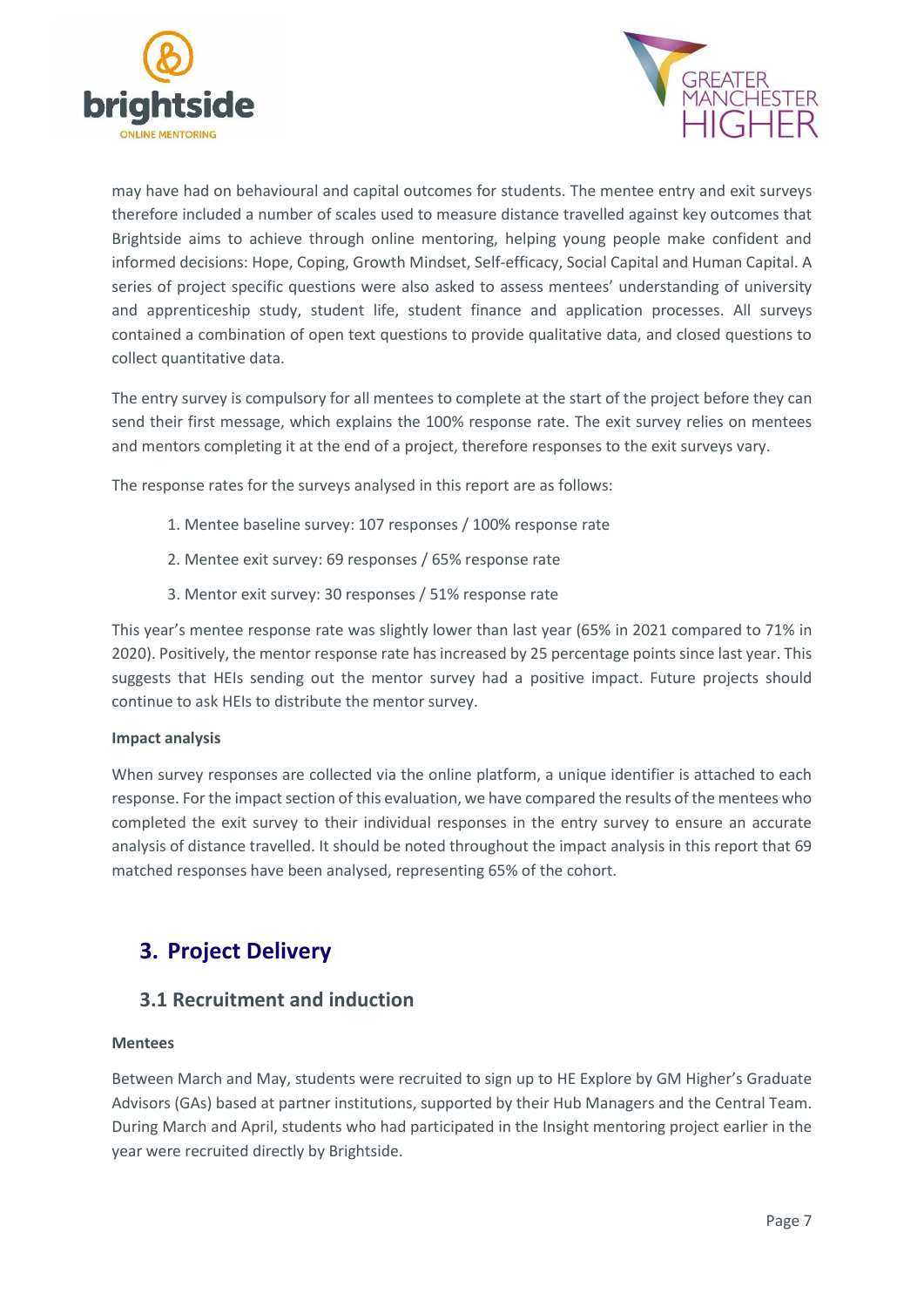may have had on behavioural and capital outcomes for students. The mentee entry and exit surveys therefore included a number of scales used to measure distance travelled against key outcomes that Brightside aims to achieve through online mentoring, helping young people make confident and informed decisions: Hope, Coping, Growth Mindset, Self-efficacy, Social Capital and Human Capital. A series of project specific questions were also asked to assess mentees' understanding of university and apprenticeship study, student life, student finance and application processes. All surveys contained a combination of open text questions to provide qualitative data, and closed questions to collect quantitative data.

The entry survey is compulsory for all mentees to complete at the start of the project before they can send their first message, which explains the 100% response rate. The exit survey relies on mentees and mentors completing it at the end of a project, therefore responses to the exit surveys vary.

The response rates for the surveys analysed in this report are as follows:

1. Mentee baseline survey: 107 responses / 100% response rate
2. Mentee exit survey: 69 responses / 65% response rate
3. Mentor exit survey: 30 responses / 51% response rate

This year's mentee response rate was slightly lower than last year (65% in 2021 compared to 71% in 2020). Positively, the mentor response rate has increased by 25 percentage points since last year. This suggests that HEIs sending out the mentor survey had a positive impact. Future projects should continue to ask HEIs to distribute the mentor survey.

**Impact analysis**

When survey responses are collected via the online platform, a unique identifier is attached to each response. For the impact section of this evaluation, we have compared the results of the mentees who completed the exit survey to their individual responses in the entry survey to ensure an accurate analysis of distance travelled. It should be noted throughout the impact analysis in this report that 69 matched responses have been analysed, representing 65% of the cohort.

## 3. Project Delivery

### 3.1 Recruitment and induction

**Mentees**

Between March and May, students were recruited to sign up to HE Explore by GM Higher's Graduate Advisors (GAs) based at partner institutions, supported by their Hub Managers and the Central Team. During March and April, students who had participated in the Insight mentoring project earlier in the year were recruited directly by Brightside.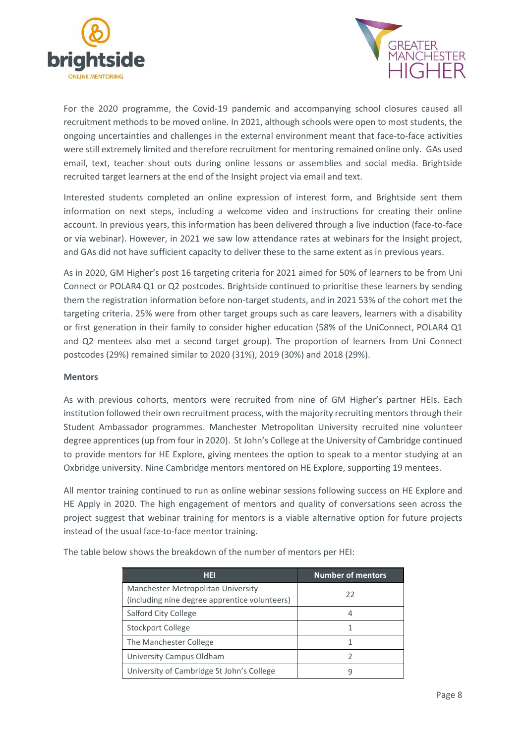For the 2020 programme, the Covid-19 pandemic and accompanying school closures caused all recruitment methods to be moved online. In 2021, although schools were open to most students, the ongoing uncertainties and challenges in the external environment meant that face-to-face activities were still extremely limited and therefore recruitment for mentoring remained online only. GAs used email, text, teacher shout outs during online lessons or assemblies and social media. Brightside recruited target learners at the end of the Insight project via email and text.

Interested students completed an online expression of interest form, and Brightside sent them information on next steps, including a welcome video and instructions for creating their online account. In previous years, this information has been delivered through a live induction (face-to-face or via webinar). However, in 2021 we saw low attendance rates at webinars for the Insight project, and GAs did not have sufficient capacity to deliver these to the same extent as in previous years.

As in 2020, GM Higher's post 16 targeting criteria for 2021 aimed for 50% of learners to be from Uni Connect or POLAR4 Q1 or Q2 postcodes. Brightside continued to prioritise these learners by sending them the registration information before non-target students, and in 2021 53% of the cohort met the targeting criteria. 25% were from other target groups such as care leavers, learners with a disability or first generation in their family to consider higher education (58% of the UniConnect, POLAR4 Q1 and Q2 mentees also met a second target group). The proportion of learners from Uni Connect postcodes (29%) remained similar to 2020 (31%), 2019 (30%) and 2018 (29%).

**Mentors**

As with previous cohorts, mentors were recruited from nine of GM Higher's partner HEIs. Each institution followed their own recruitment process, with the majority recruiting mentors through their Student Ambassador programmes. Manchester Metropolitan University recruited nine volunteer degree apprentices (up from four in 2020). St John's College at the University of Cambridge continued to provide mentors for HE Explore, giving mentees the option to speak to a mentor studying at an Oxbridge university. Nine Cambridge mentors mentored on HE Explore, supporting 19 mentees.

All mentor training continued to run as online webinar sessions following success on HE Explore and HE Apply in 2020. The high engagement of mentors and quality of conversations seen across the project suggest that webinar training for mentors is a viable alternative option for future projects instead of the usual face-to-face mentor training.

The table below shows the breakdown of the number of mentors per HEI:

| HEI | Number of mentors |
|---|---|
| Manchester Metropolitan University (including nine degree apprentice volunteers) | 22 |
| Salford City College | 4 |
| Stockport College | 1 |
| The Manchester College | 1 |
| University Campus Oldham | 2 |
| University of Cambridge St John's College | 9 |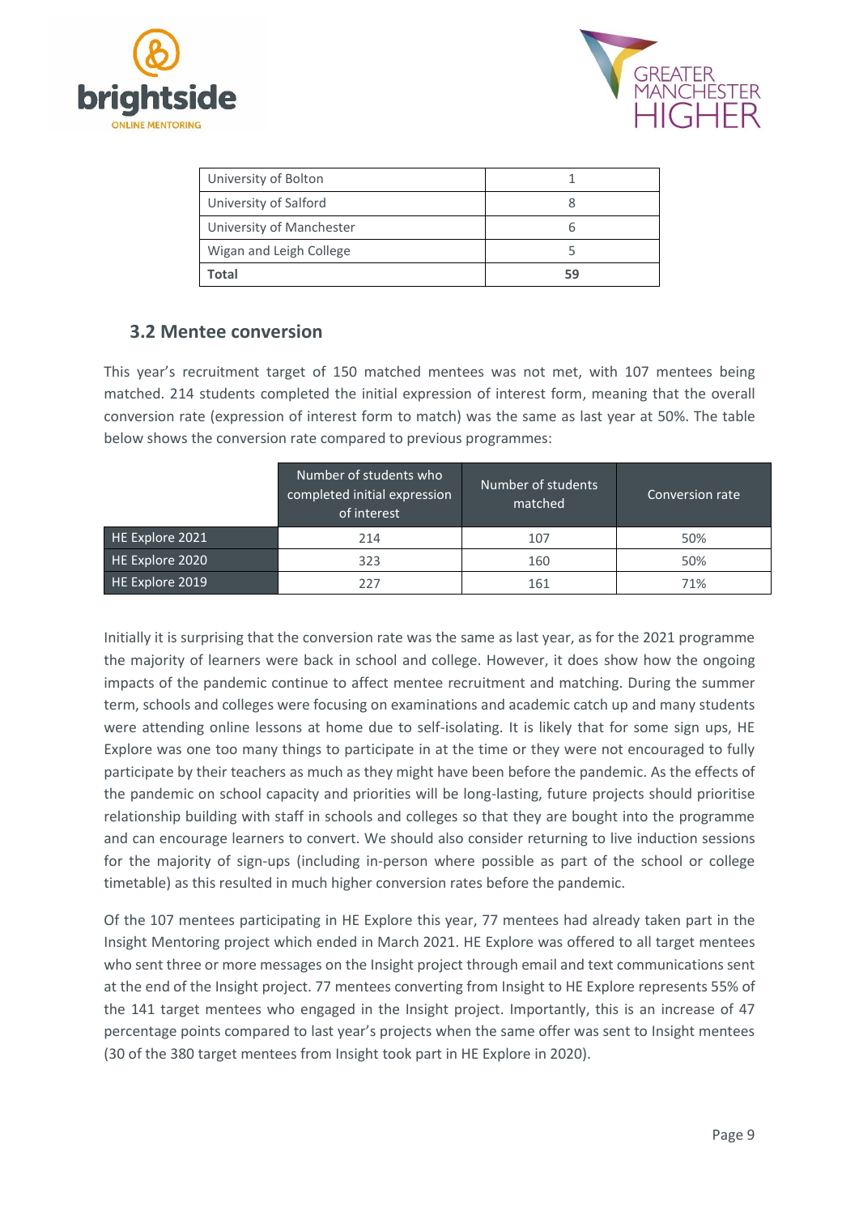| University of Bolton | 1 |
| --- | --- |
| University of Salford | 8 |
| University of Manchester | 6 |
| Wigan and Leigh College | 5 |
| **Total** | **59** |

## 3.2 Mentee conversion

This year's recruitment target of 150 matched mentees was not met, with 107 mentees being matched. 214 students completed the initial expression of interest form, meaning that the overall conversion rate (expression of interest form to match) was the same as last year at 50%. The table below shows the conversion rate compared to previous programmes:

| | Number of students who completed initial expression of interest | Number of students matched | Conversion rate |
| --- | --- | --- | --- |
| HE Explore 2021 | 214 | 107 | 50% |
| HE Explore 2020 | 323 | 160 | 50% |
| HE Explore 2019 | 227 | 161 | 71% |

Initially it is surprising that the conversion rate was the same as last year, as for the 2021 programme the majority of learners were back in school and college. However, it does show how the ongoing impacts of the pandemic continue to affect mentee recruitment and matching. During the summer term, schools and colleges were focusing on examinations and academic catch up and many students were attending online lessons at home due to self-isolating. It is likely that for some sign ups, HE Explore was one too many things to participate in at the time or they were not encouraged to fully participate by their teachers as much as they might have been before the pandemic. As the effects of the pandemic on school capacity and priorities will be long-lasting, future projects should prioritise relationship building with staff in schools and colleges so that they are bought into the programme and can encourage learners to convert. We should also consider returning to live induction sessions for the majority of sign-ups (including in-person where possible as part of the school or college timetable) as this resulted in much higher conversion rates before the pandemic.

Of the 107 mentees participating in HE Explore this year, 77 mentees had already taken part in the Insight Mentoring project which ended in March 2021. HE Explore was offered to all target mentees who sent three or more messages on the Insight project through email and text communications sent at the end of the Insight project. 77 mentees converting from Insight to HE Explore represents 55% of the 141 target mentees who engaged in the Insight project. Importantly, this is an increase of 47 percentage points compared to last year's projects when the same offer was sent to Insight mentees (30 of the 380 target mentees from Insight took part in HE Explore in 2020).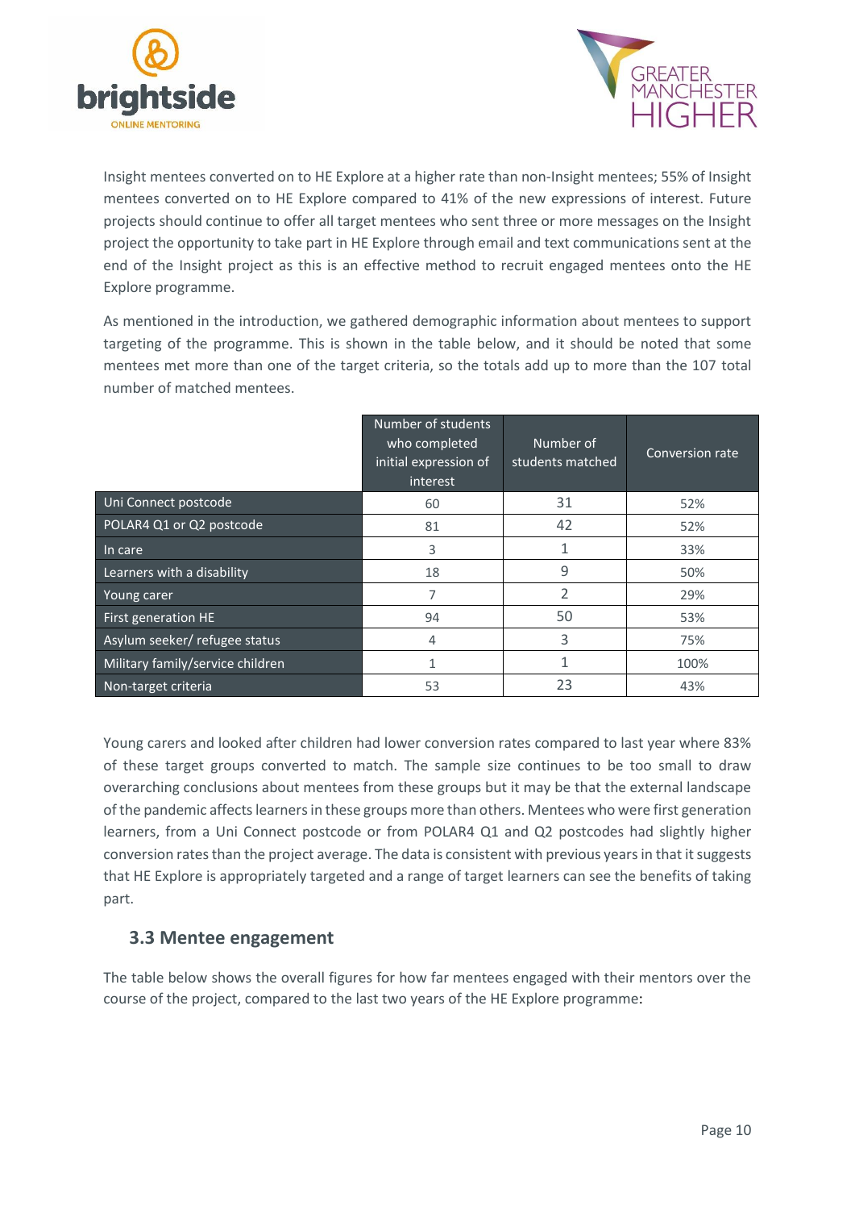Insight mentees converted on to HE Explore at a higher rate than non-Insight mentees; 55% of Insight mentees converted on to HE Explore compared to 41% of the new expressions of interest. Future projects should continue to offer all target mentees who sent three or more messages on the Insight project the opportunity to take part in HE Explore through email and text communications sent at the end of the Insight project as this is an effective method to recruit engaged mentees onto the HE Explore programme.

As mentioned in the introduction, we gathered demographic information about mentees to support targeting of the programme. This is shown in the table below, and it should be noted that some mentees met more than one of the target criteria, so the totals add up to more than the 107 total number of matched mentees.

| | Number of students who completed initial expression of interest | Number of students matched | Conversion rate |
|---|---|---|---|
| Uni Connect postcode | 60 | 31 | 52% |
| POLAR4 Q1 or Q2 postcode | 81 | 42 | 52% |
| In care | 3 | 1 | 33% |
| Learners with a disability | 18 | 9 | 50% |
| Young carer | 7 | 2 | 29% |
| First generation HE | 94 | 50 | 53% |
| Asylum seeker/ refugee status | 4 | 3 | 75% |
| Military family/service children | 1 | 1 | 100% |
| Non-target criteria | 53 | 23 | 43% |

Young carers and looked after children had lower conversion rates compared to last year where 83% of these target groups converted to match. The sample size continues to be too small to draw overarching conclusions about mentees from these groups but it may be that the external landscape of the pandemic affects learners in these groups more than others. Mentees who were first generation learners, from a Uni Connect postcode or from POLAR4 Q1 and Q2 postcodes had slightly higher conversion rates than the project average. The data is consistent with previous years in that it suggests that HE Explore is appropriately targeted and a range of target learners can see the benefits of taking part.

### 3.3 Mentee engagement

The table below shows the overall figures for how far mentees engaged with their mentors over the course of the project, compared to the last two years of the HE Explore programme: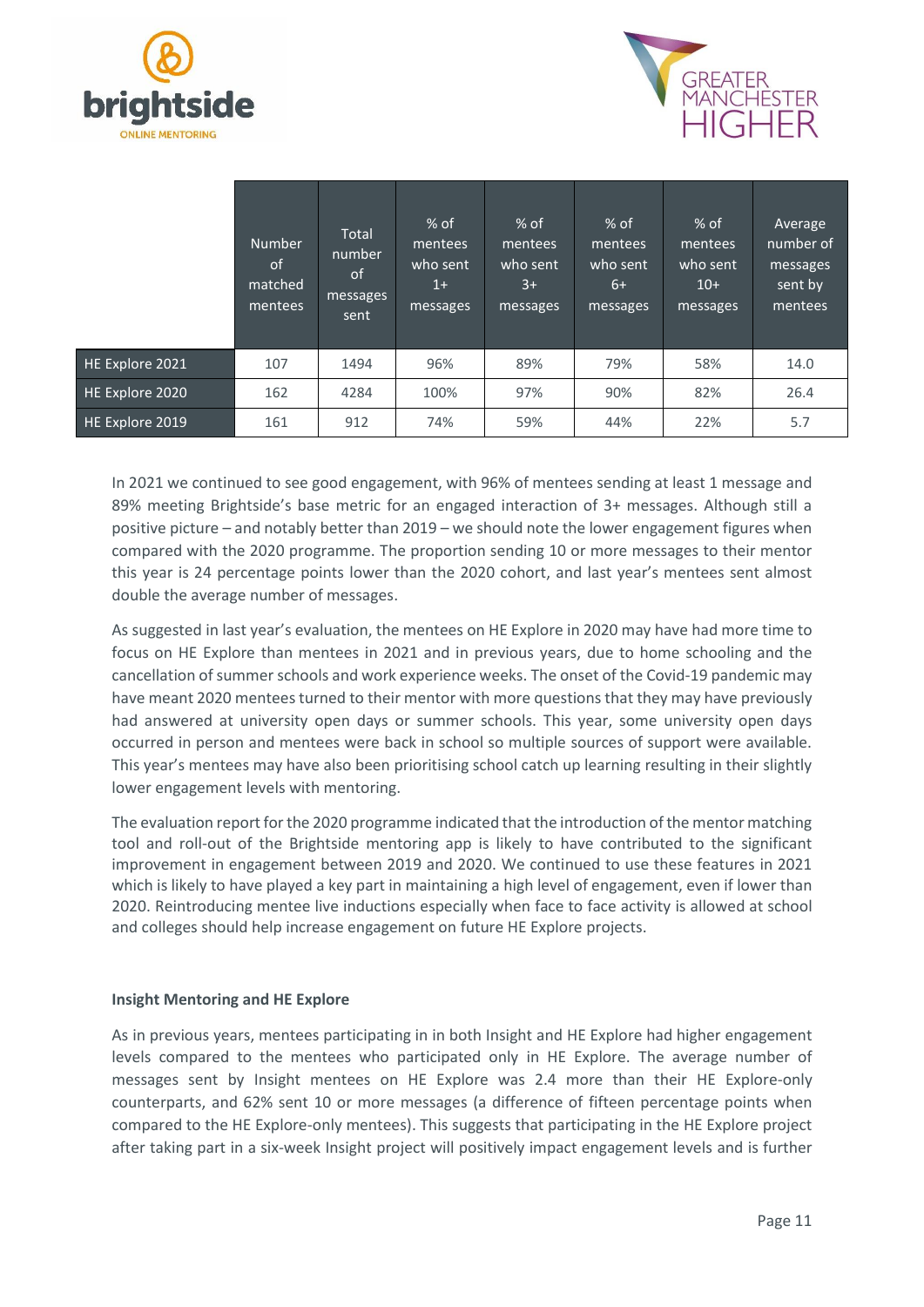| | Number of matched mentees | Total number of messages sent | % of mentees who sent 1+ messages | % of mentees who sent 3+ messages | % of mentees who sent 6+ messages | % of mentees who sent 10+ messages | Average number of messages sent by mentees |
|---|---|---|---|---|---|---|---|
| HE Explore 2021 | 107 | 1494 | 96% | 89% | 79% | 58% | 14.0 |
| HE Explore 2020 | 162 | 4284 | 100% | 97% | 90% | 82% | 26.4 |
| HE Explore 2019 | 161 | 912 | 74% | 59% | 44% | 22% | 5.7 |

In 2021 we continued to see good engagement, with 96% of mentees sending at least 1 message and 89% meeting Brightside's base metric for an engaged interaction of 3+ messages. Although still a positive picture – and notably better than 2019 – we should note the lower engagement figures when compared with the 2020 programme. The proportion sending 10 or more messages to their mentor this year is 24 percentage points lower than the 2020 cohort, and last year's mentees sent almost double the average number of messages.

As suggested in last year's evaluation, the mentees on HE Explore in 2020 may have had more time to focus on HE Explore than mentees in 2021 and in previous years, due to home schooling and the cancellation of summer schools and work experience weeks. The onset of the Covid-19 pandemic may have meant 2020 mentees turned to their mentor with more questions that they may have previously had answered at university open days or summer schools. This year, some university open days occurred in person and mentees were back in school so multiple sources of support were available. This year's mentees may have also been prioritising school catch up learning resulting in their slightly lower engagement levels with mentoring.

The evaluation report for the 2020 programme indicated that the introduction of the mentor matching tool and roll-out of the Brightside mentoring app is likely to have contributed to the significant improvement in engagement between 2019 and 2020. We continued to use these features in 2021 which is likely to have played a key part in maintaining a high level of engagement, even if lower than 2020. Reintroducing mentee live inductions especially when face to face activity is allowed at school and colleges should help increase engagement on future HE Explore projects.

**Insight Mentoring and HE Explore**

As in previous years, mentees participating in in both Insight and HE Explore had higher engagement levels compared to the mentees who participated only in HE Explore. The average number of messages sent by Insight mentees on HE Explore was 2.4 more than their HE Explore-only counterparts, and 62% sent 10 or more messages (a difference of fifteen percentage points when compared to the HE Explore-only mentees). This suggests that participating in the HE Explore project after taking part in a six-week Insight project will positively impact engagement levels and is further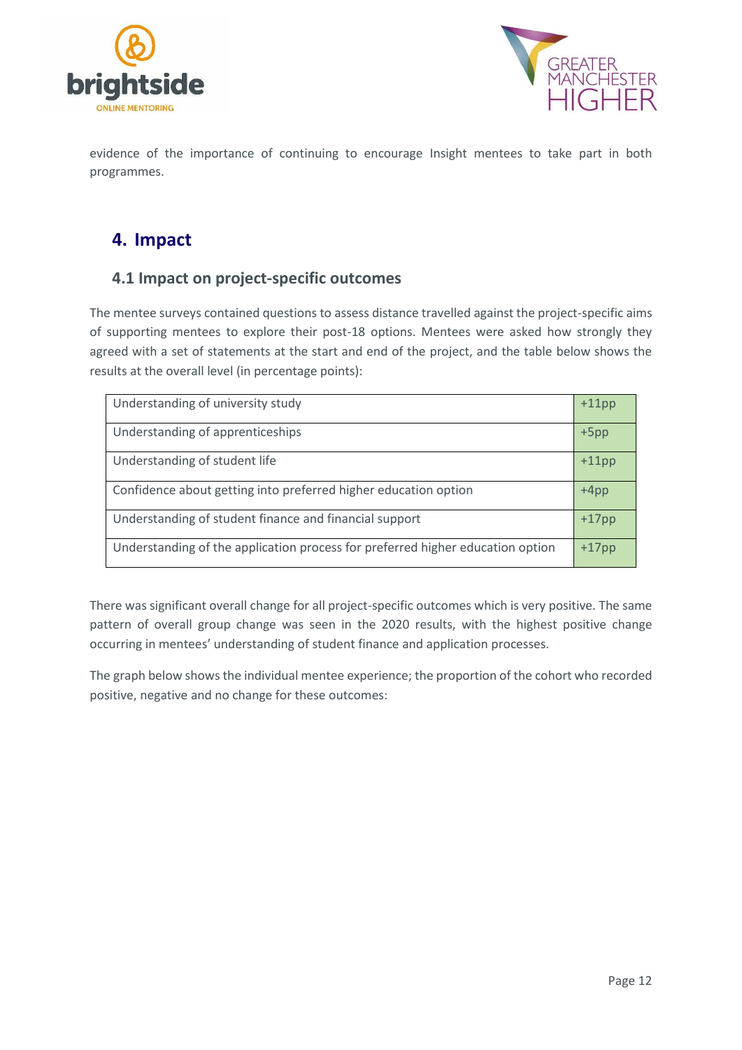evidence of the importance of continuing to encourage Insight mentees to take part in both programmes.

## 4. Impact

### 4.1 Impact on project-specific outcomes

The mentee surveys contained questions to assess distance travelled against the project-specific aims of supporting mentees to explore their post-18 options. Mentees were asked how strongly they agreed with a set of statements at the start and end of the project, and the table below shows the results at the overall level (in percentage points):

| | |
|---|---|
| Understanding of university study | +11pp |
| Understanding of apprenticeships | +5pp |
| Understanding of student life | +11pp |
| Confidence about getting into preferred higher education option | +4pp |
| Understanding of student finance and financial support | +17pp |
| Understanding of the application process for preferred higher education option | +17pp |

There was significant overall change for all project-specific outcomes which is very positive. The same pattern of overall group change was seen in the 2020 results, with the highest positive change occurring in mentees' understanding of student finance and application processes.

The graph below shows the individual mentee experience; the proportion of the cohort who recorded positive, negative and no change for these outcomes: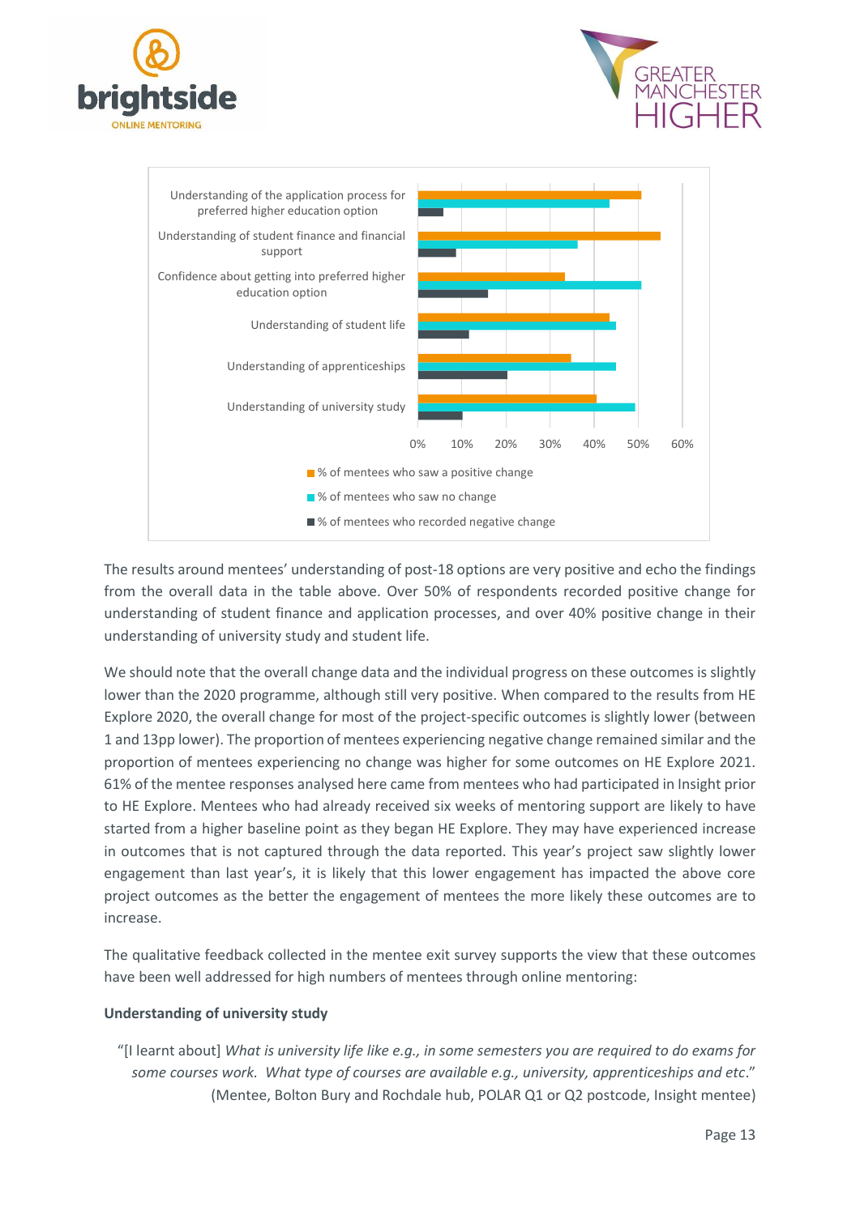The results around mentees' understanding of post-18 options are very positive and echo the findings from the overall data in the table above. Over 50% of respondents recorded positive change for understanding of student finance and application processes, and over 40% positive change in their understanding of university study and student life.

We should note that the overall change data and the individual progress on these outcomes is slightly lower than the 2020 programme, although still very positive. When compared to the results from HE Explore 2020, the overall change for most of the project-specific outcomes is slightly lower (between 1 and 13pp lower). The proportion of mentees experiencing negative change remained similar and the proportion of mentees experiencing no change was higher for some outcomes on HE Explore 2021. 61% of the mentee responses analysed here came from mentees who had participated in Insight prior to HE Explore. Mentees who had already received six weeks of mentoring support are likely to have started from a higher baseline point as they began HE Explore. They may have experienced increase in outcomes that is not captured through the data reported. This year's project saw slightly lower engagement than last year's, it is likely that this lower engagement has impacted the above core project outcomes as the better the engagement of mentees the more likely these outcomes are to increase.

The qualitative feedback collected in the mentee exit survey supports the view that these outcomes have been well addressed for high numbers of mentees through online mentoring:

**Understanding of university study**

> "[I learnt about] *What is university life like e.g., in some semesters you are required to do exams for some courses work. What type of courses are available e.g., university, apprenticeships and etc*."
> (Mentee, Bolton Bury and Rochdale hub, POLAR Q1 or Q2 postcode, Insight mentee)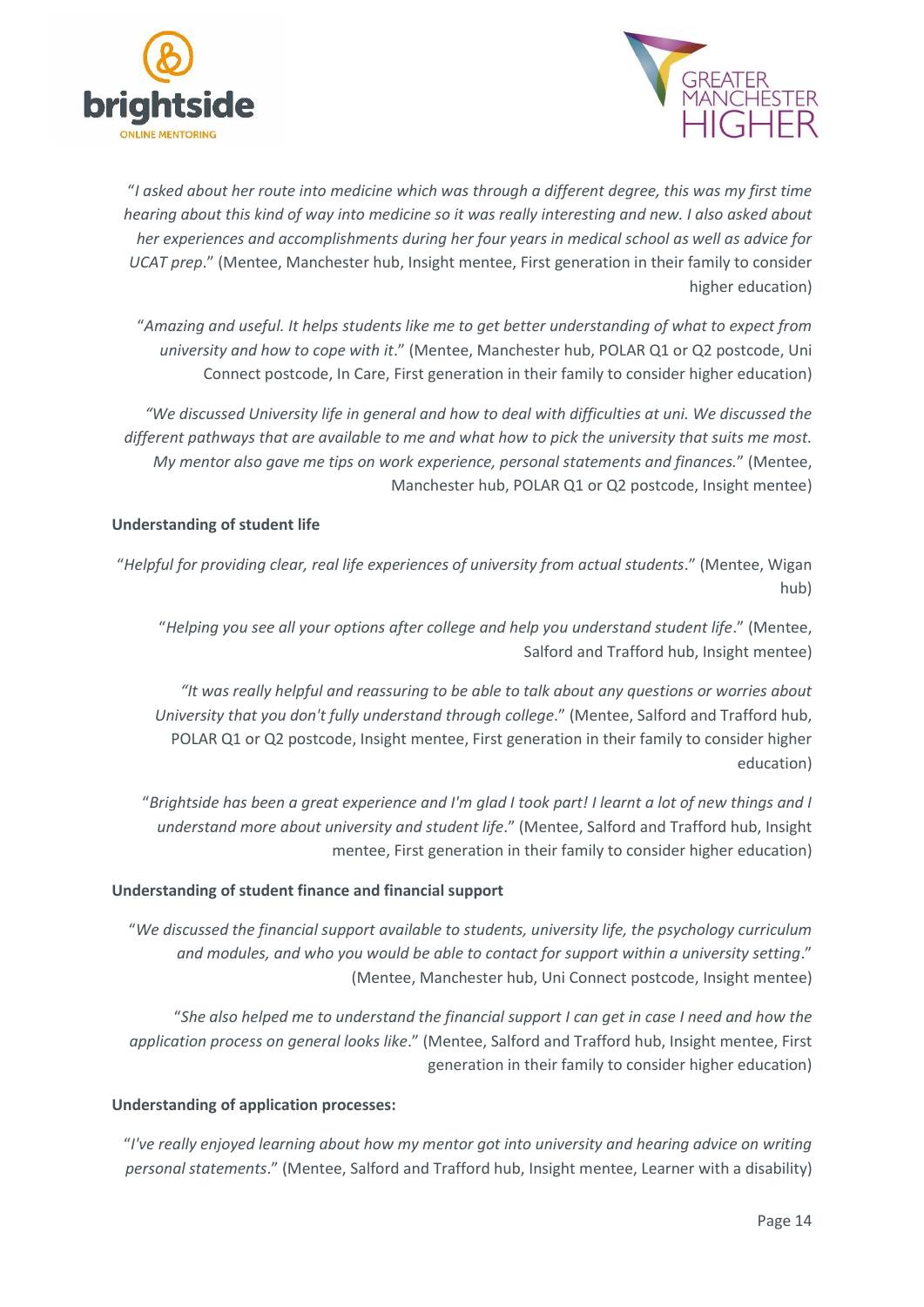"*I asked about her route into medicine which was through a different degree, this was my first time hearing about this kind of way into medicine so it was really interesting and new. I also asked about her experiences and accomplishments during her four years in medical school as well as advice for UCAT prep*." (Mentee, Manchester hub, Insight mentee, First generation in their family to consider higher education)

"*Amazing and useful. It helps students like me to get better understanding of what to expect from university and how to cope with it*." (Mentee, Manchester hub, POLAR Q1 or Q2 postcode, Uni Connect postcode, In Care, First generation in their family to consider higher education)

*"We discussed University life in general and how to deal with difficulties at uni. We discussed the different pathways that are available to me and what how to pick the university that suits me most. My mentor also gave me tips on work experience, personal statements and finances.*" (Mentee, Manchester hub, POLAR Q1 or Q2 postcode, Insight mentee)

**Understanding of student life**

"*Helpful for providing clear, real life experiences of university from actual students*." (Mentee, Wigan hub)

"*Helping you see all your options after college and help you understand student life*." (Mentee, Salford and Trafford hub, Insight mentee)

*"It was really helpful and reassuring to be able to talk about any questions or worries about University that you don't fully understand through college*." (Mentee, Salford and Trafford hub, POLAR Q1 or Q2 postcode, Insight mentee, First generation in their family to consider higher education)

"*Brightside has been a great experience and I'm glad I took part! I learnt a lot of new things and I understand more about university and student life*." (Mentee, Salford and Trafford hub, Insight mentee, First generation in their family to consider higher education)

**Understanding of student finance and financial support**

"*We discussed the financial support available to students, university life, the psychology curriculum and modules, and who you would be able to contact for support within a university setting*." (Mentee, Manchester hub, Uni Connect postcode, Insight mentee)

"*She also helped me to understand the financial support I can get in case I need and how the application process on general looks like*." (Mentee, Salford and Trafford hub, Insight mentee, First generation in their family to consider higher education)

**Understanding of application processes:**

"*I've really enjoyed learning about how my mentor got into university and hearing advice on writing personal statements*." (Mentee, Salford and Trafford hub, Insight mentee, Learner with a disability)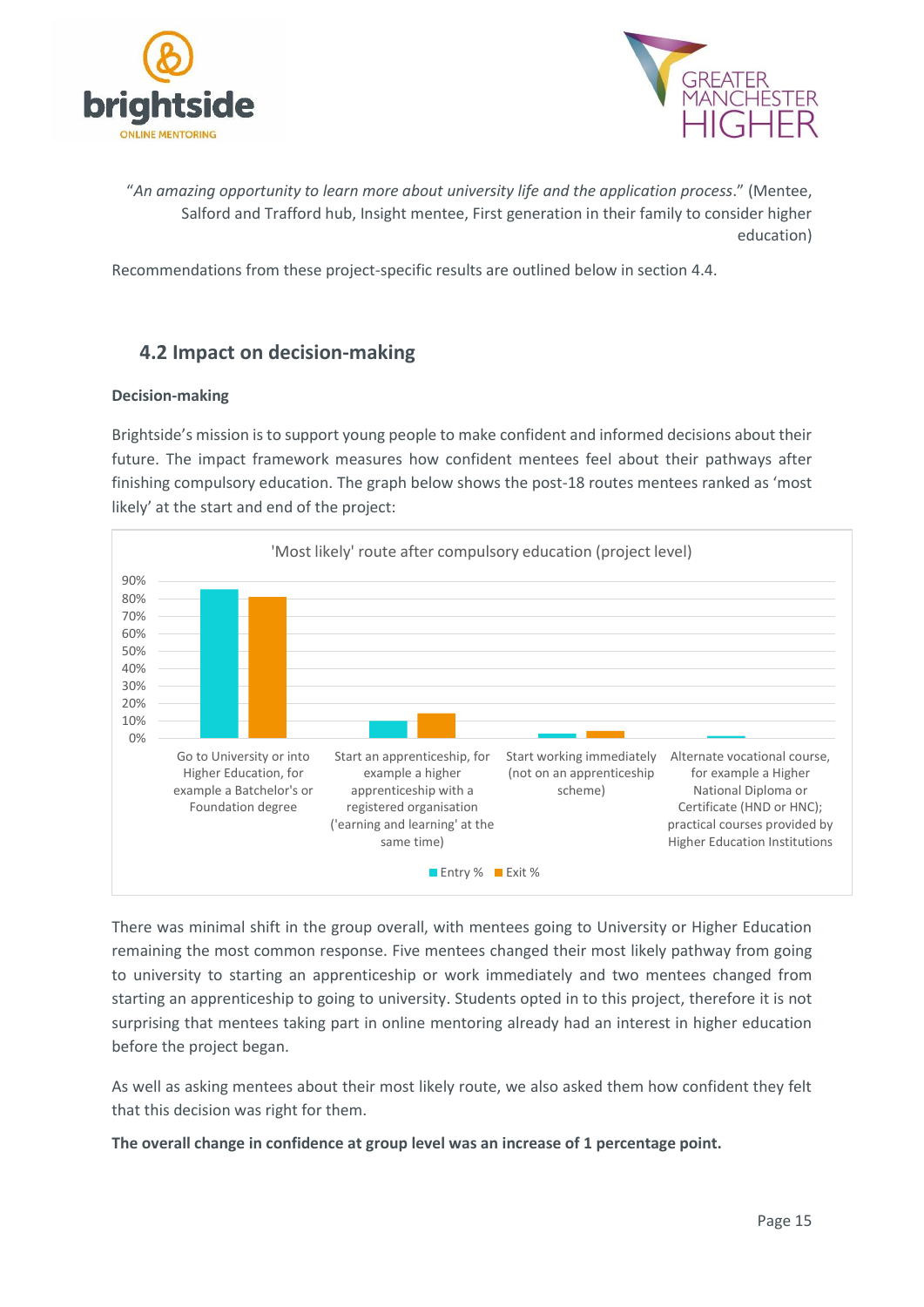"*An amazing opportunity to learn more about university life and the application process*." (Mentee, Salford and Trafford hub, Insight mentee, First generation in their family to consider higher education)

Recommendations from these project-specific results are outlined below in section 4.4.

## 4.2 Impact on decision-making

**Decision-making**

Brightside's mission is to support young people to make confident and informed decisions about their future. The impact framework measures how confident mentees feel about their pathways after finishing compulsory education. The graph below shows the post-18 routes mentees ranked as 'most likely' at the start and end of the project:

'Most likely' route after compulsory education (project level)

There was minimal shift in the group overall, with mentees going to University or Higher Education remaining the most common response. Five mentees changed their most likely pathway from going to university to starting an apprenticeship or work immediately and two mentees changed from starting an apprenticeship to going to university. Students opted in to this project, therefore it is not surprising that mentees taking part in online mentoring already had an interest in higher education before the project began.

As well as asking mentees about their most likely route, we also asked them how confident they felt that this decision was right for them.

**The overall change in confidence at group level was an increase of 1 percentage point.**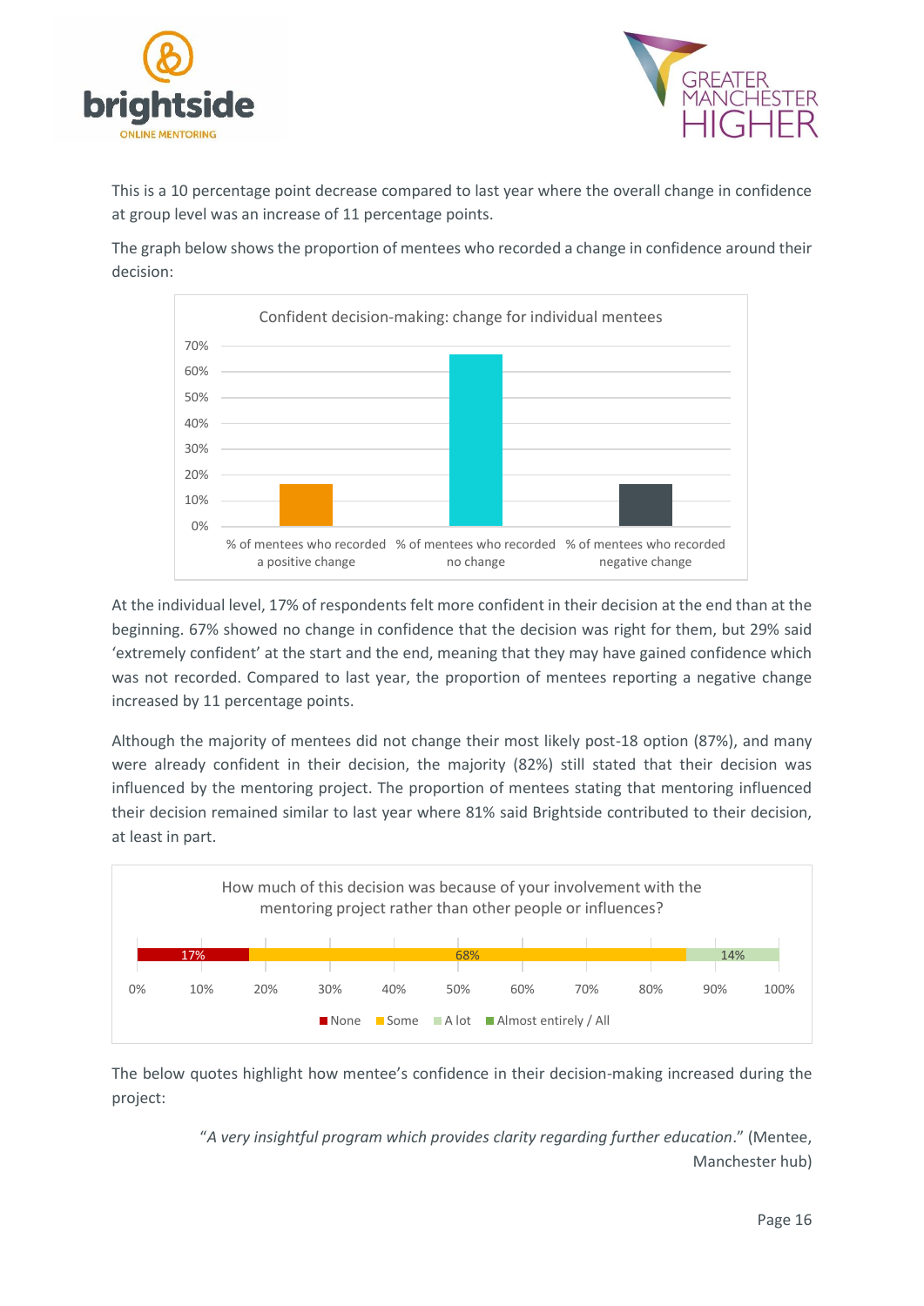This is a 10 percentage point decrease compared to last year where the overall change in confidence at group level was an increase of 11 percentage points.

The graph below shows the proportion of mentees who recorded a change in confidence around their decision:

Confident decision-making: change for individual mentees

At the individual level, 17% of respondents felt more confident in their decision at the end than at the beginning. 67% showed no change in confidence that the decision was right for them, but 29% said 'extremely confident' at the start and the end, meaning that they may have gained confidence which was not recorded. Compared to last year, the proportion of mentees reporting a negative change increased by 11 percentage points.

Although the majority of mentees did not change their most likely post-18 option (87%), and many were already confident in their decision, the majority (82%) still stated that their decision was influenced by the mentoring project. The proportion of mentees stating that mentoring influenced their decision remained similar to last year where 81% said Brightside contributed to their decision, at least in part.

How much of this decision was because of your involvement with the mentoring project rather than other people or influences?

The below quotes highlight how mentee's confidence in their decision-making increased during the project:

> "*A very insightful program which provides clarity regarding further education*." (Mentee, Manchester hub)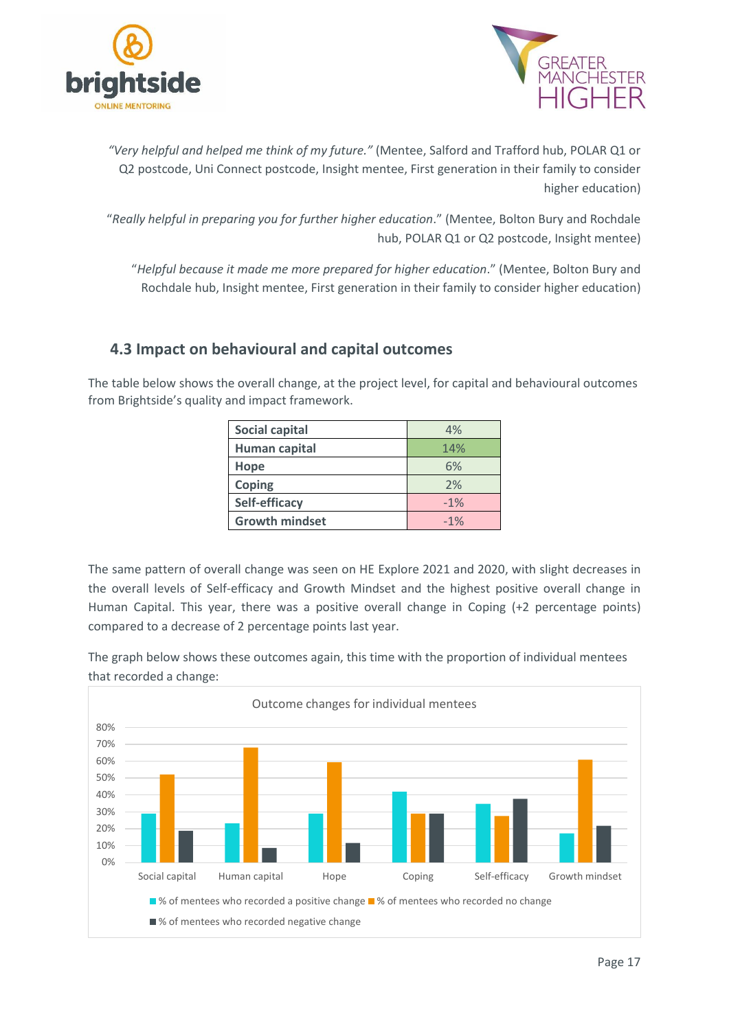*"Very helpful and helped me think of my future."* (Mentee, Salford and Trafford hub, POLAR Q1 or Q2 postcode, Uni Connect postcode, Insight mentee, First generation in their family to consider higher education)

"*Really helpful in preparing you for further higher education*." (Mentee, Bolton Bury and Rochdale hub, POLAR Q1 or Q2 postcode, Insight mentee)

"*Helpful because it made me more prepared for higher education*." (Mentee, Bolton Bury and Rochdale hub, Insight mentee, First generation in their family to consider higher education)

### 4.3 Impact on behavioural and capital outcomes

The table below shows the overall change, at the project level, for capital and behavioural outcomes from Brightside's quality and impact framework.

| Outcome | Change |
|---|---|
| **Social capital** | 4% |
| **Human capital** | 14% |
| **Hope** | 6% |
| **Coping** | 2% |
| **Self-efficacy** | -1% |
| **Growth mindset** | -1% |

The same pattern of overall change was seen on HE Explore 2021 and 2020, with slight decreases in the overall levels of Self-efficacy and Growth Mindset and the highest positive overall change in Human Capital. This year, there was a positive overall change in Coping (+2 percentage points) compared to a decrease of 2 percentage points last year.

The graph below shows these outcomes again, this time with the proportion of individual mentees that recorded a change:

Outcome changes for individual mentees

| Outcome | % of mentees who recorded a positive change | % of mentees who recorded no change | % of mentees who recorded negative change |
|---|---|---|---|
| Social capital | ~29% | ~52% | ~19% |
| Human capital | ~23% | ~68% | ~9% |
| Hope | ~29% | ~59% | ~12% |
| Coping | ~42% | ~29% | ~29% |
| Self-efficacy | ~35% | ~28% | ~38% |
| Growth mindset | ~17% | ~61% | ~22% |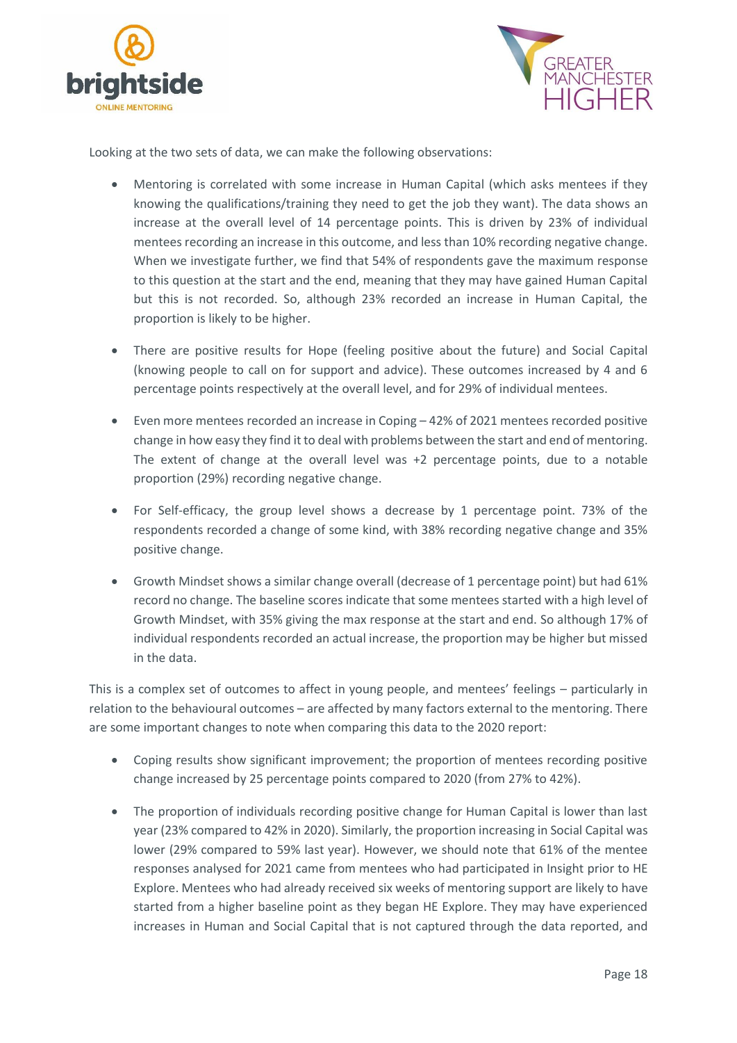Looking at the two sets of data, we can make the following observations:

- Mentoring is correlated with some increase in Human Capital (which asks mentees if they knowing the qualifications/training they need to get the job they want). The data shows an increase at the overall level of 14 percentage points. This is driven by 23% of individual mentees recording an increase in this outcome, and less than 10% recording negative change. When we investigate further, we find that 54% of respondents gave the maximum response to this question at the start and the end, meaning that they may have gained Human Capital but this is not recorded. So, although 23% recorded an increase in Human Capital, the proportion is likely to be higher.
- There are positive results for Hope (feeling positive about the future) and Social Capital (knowing people to call on for support and advice). These outcomes increased by 4 and 6 percentage points respectively at the overall level, and for 29% of individual mentees.
- Even more mentees recorded an increase in Coping – 42% of 2021 mentees recorded positive change in how easy they find it to deal with problems between the start and end of mentoring. The extent of change at the overall level was +2 percentage points, due to a notable proportion (29%) recording negative change.
- For Self-efficacy, the group level shows a decrease by 1 percentage point. 73% of the respondents recorded a change of some kind, with 38% recording negative change and 35% positive change.
- Growth Mindset shows a similar change overall (decrease of 1 percentage point) but had 61% record no change. The baseline scores indicate that some mentees started with a high level of Growth Mindset, with 35% giving the max response at the start and end. So although 17% of individual respondents recorded an actual increase, the proportion may be higher but missed in the data.

This is a complex set of outcomes to affect in young people, and mentees' feelings – particularly in relation to the behavioural outcomes – are affected by many factors external to the mentoring. There are some important changes to note when comparing this data to the 2020 report:

- Coping results show significant improvement; the proportion of mentees recording positive change increased by 25 percentage points compared to 2020 (from 27% to 42%).
- The proportion of individuals recording positive change for Human Capital is lower than last year (23% compared to 42% in 2020). Similarly, the proportion increasing in Social Capital was lower (29% compared to 59% last year). However, we should note that 61% of the mentee responses analysed for 2021 came from mentees who had participated in Insight prior to HE Explore. Mentees who had already received six weeks of mentoring support are likely to have started from a higher baseline point as they began HE Explore. They may have experienced increases in Human and Social Capital that is not captured through the data reported, and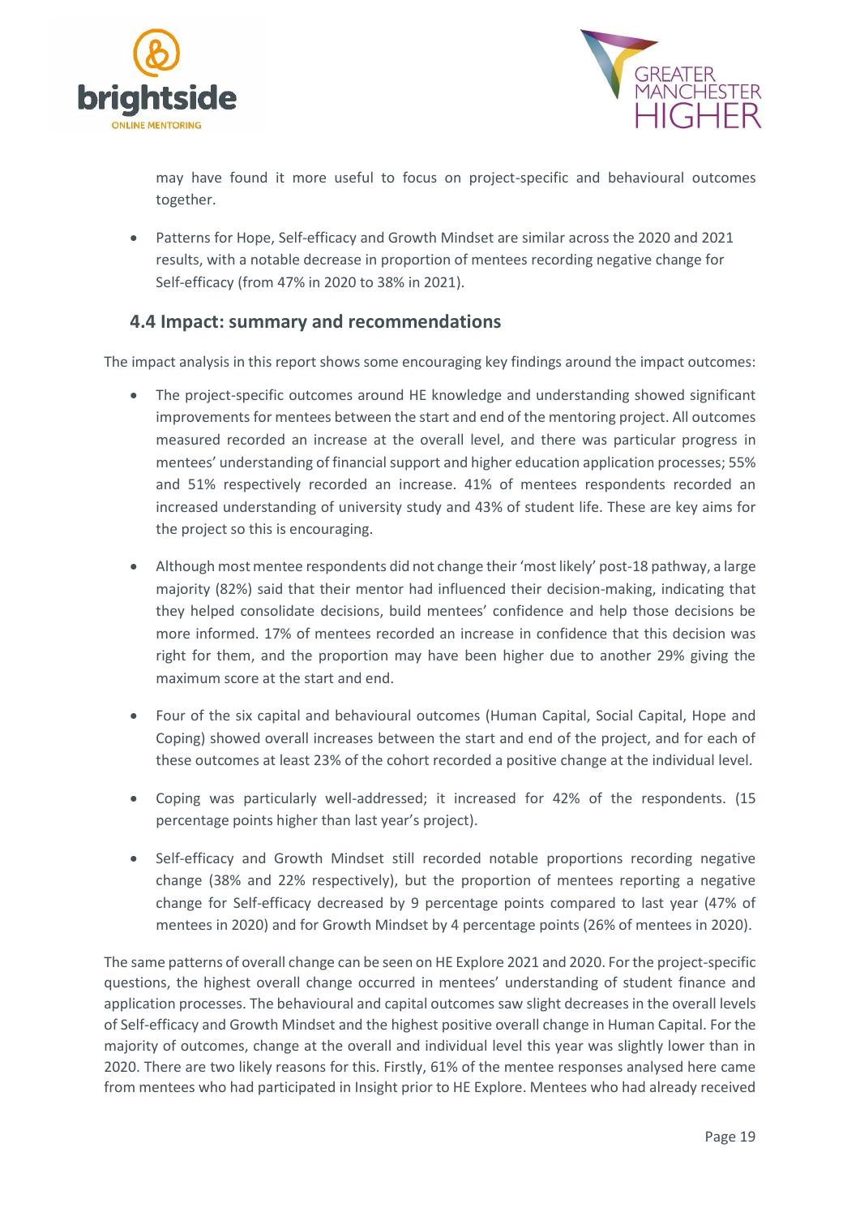may have found it more useful to focus on project-specific and behavioural outcomes together.

- Patterns for Hope, Self-efficacy and Growth Mindset are similar across the 2020 and 2021 results, with a notable decrease in proportion of mentees recording negative change for Self-efficacy (from 47% in 2020 to 38% in 2021).

### 4.4 Impact: summary and recommendations

The impact analysis in this report shows some encouraging key findings around the impact outcomes:

- The project-specific outcomes around HE knowledge and understanding showed significant improvements for mentees between the start and end of the mentoring project. All outcomes measured recorded an increase at the overall level, and there was particular progress in mentees' understanding of financial support and higher education application processes; 55% and 51% respectively recorded an increase. 41% of mentees respondents recorded an increased understanding of university study and 43% of student life. These are key aims for the project so this is encouraging.

- Although most mentee respondents did not change their 'most likely' post-18 pathway, a large majority (82%) said that their mentor had influenced their decision-making, indicating that they helped consolidate decisions, build mentees' confidence and help those decisions be more informed. 17% of mentees recorded an increase in confidence that this decision was right for them, and the proportion may have been higher due to another 29% giving the maximum score at the start and end.

- Four of the six capital and behavioural outcomes (Human Capital, Social Capital, Hope and Coping) showed overall increases between the start and end of the project, and for each of these outcomes at least 23% of the cohort recorded a positive change at the individual level.

- Coping was particularly well-addressed; it increased for 42% of the respondents. (15 percentage points higher than last year's project).

- Self-efficacy and Growth Mindset still recorded notable proportions recording negative change (38% and 22% respectively), but the proportion of mentees reporting a negative change for Self-efficacy decreased by 9 percentage points compared to last year (47% of mentees in 2020) and for Growth Mindset by 4 percentage points (26% of mentees in 2020).

The same patterns of overall change can be seen on HE Explore 2021 and 2020. For the project-specific questions, the highest overall change occurred in mentees' understanding of student finance and application processes. The behavioural and capital outcomes saw slight decreases in the overall levels of Self-efficacy and Growth Mindset and the highest positive overall change in Human Capital. For the majority of outcomes, change at the overall and individual level this year was slightly lower than in 2020. There are two likely reasons for this. Firstly, 61% of the mentee responses analysed here came from mentees who had participated in Insight prior to HE Explore. Mentees who had already received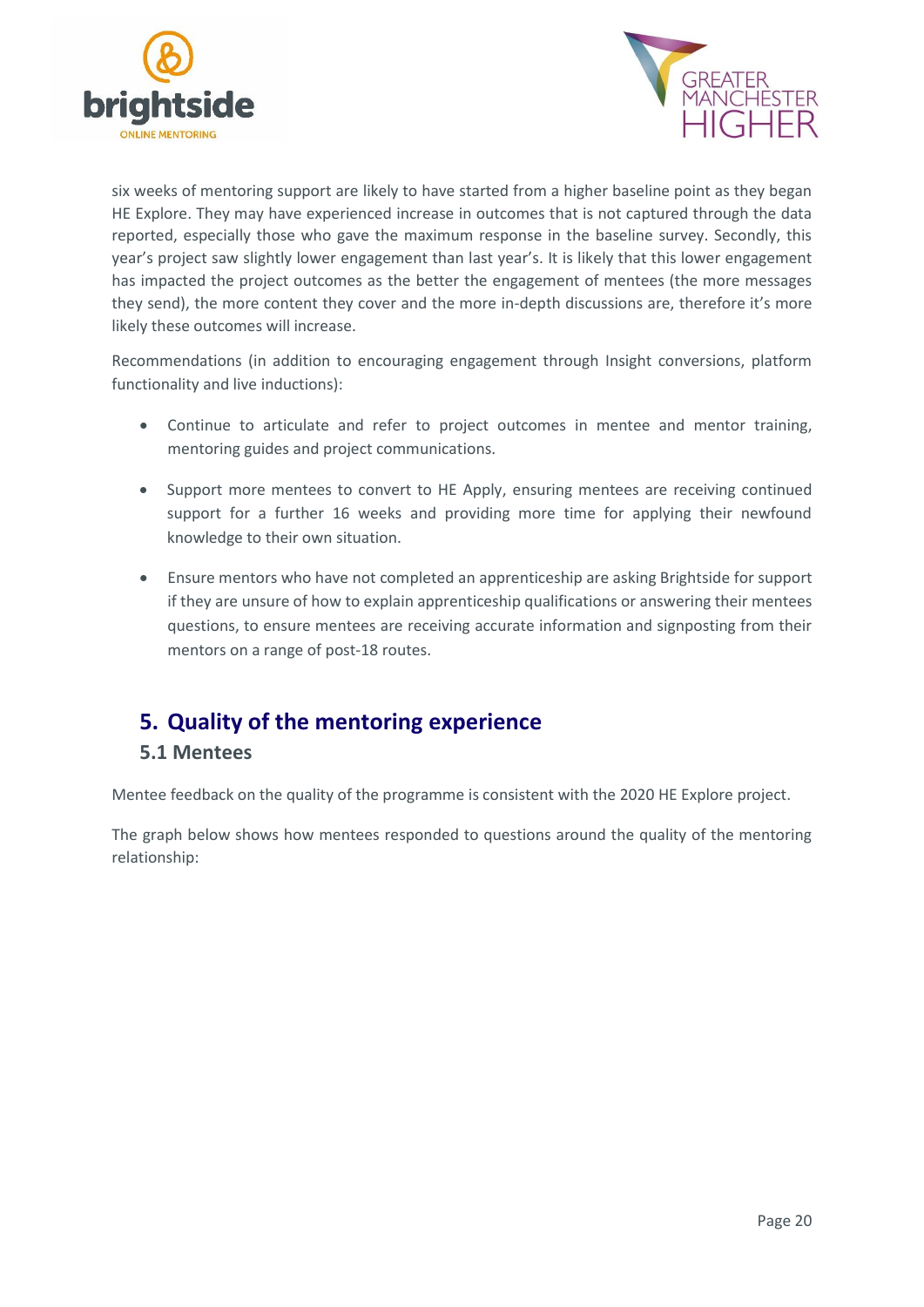six weeks of mentoring support are likely to have started from a higher baseline point as they began HE Explore. They may have experienced increase in outcomes that is not captured through the data reported, especially those who gave the maximum response in the baseline survey. Secondly, this year's project saw slightly lower engagement than last year's. It is likely that this lower engagement has impacted the project outcomes as the better the engagement of mentees (the more messages they send), the more content they cover and the more in-depth discussions are, therefore it's more likely these outcomes will increase.

Recommendations (in addition to encouraging engagement through Insight conversions, platform functionality and live inductions):

- Continue to articulate and refer to project outcomes in mentee and mentor training, mentoring guides and project communications.
- Support more mentees to convert to HE Apply, ensuring mentees are receiving continued support for a further 16 weeks and providing more time for applying their newfound knowledge to their own situation.
- Ensure mentors who have not completed an apprenticeship are asking Brightside for support if they are unsure of how to explain apprenticeship qualifications or answering their mentees questions, to ensure mentees are receiving accurate information and signposting from their mentors on a range of post-18 routes.

## 5. Quality of the mentoring experience

### 5.1 Mentees

Mentee feedback on the quality of the programme is consistent with the 2020 HE Explore project.

The graph below shows how mentees responded to questions around the quality of the mentoring relationship: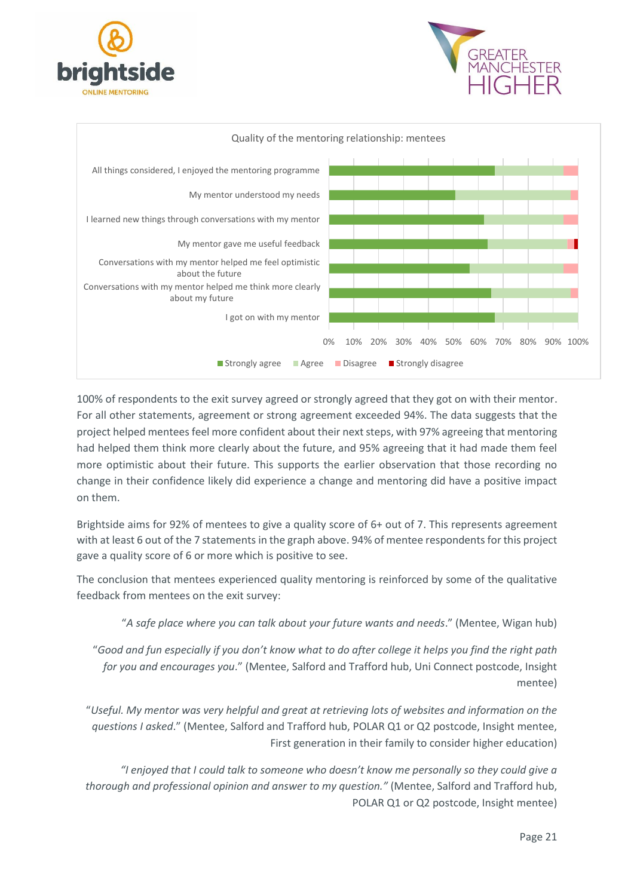Quality of the mentoring relationship: mentees

100% of respondents to the exit survey agreed or strongly agreed that they got on with their mentor. For all other statements, agreement or strong agreement exceeded 94%. The data suggests that the project helped mentees feel more confident about their next steps, with 97% agreeing that mentoring had helped them think more clearly about the future, and 95% agreeing that it had made them feel more optimistic about their future. This supports the earlier observation that those recording no change in their confidence likely did experience a change and mentoring did have a positive impact on them.

Brightside aims for 92% of mentees to give a quality score of 6+ out of 7. This represents agreement with at least 6 out of the 7 statements in the graph above. 94% of mentee respondents for this project gave a quality score of 6 or more which is positive to see.

The conclusion that mentees experienced quality mentoring is reinforced by some of the qualitative feedback from mentees on the exit survey:

> "*A safe place where you can talk about your future wants and needs*." (Mentee, Wigan hub)

> "*Good and fun especially if you don't know what to do after college it helps you find the right path for you and encourages you*." (Mentee, Salford and Trafford hub, Uni Connect postcode, Insight mentee)

> "*Useful. My mentor was very helpful and great at retrieving lots of websites and information on the questions I asked*." (Mentee, Salford and Trafford hub, POLAR Q1 or Q2 postcode, Insight mentee, First generation in their family to consider higher education)

> *"I enjoyed that I could talk to someone who doesn't know me personally so they could give a thorough and professional opinion and answer to my question."* (Mentee, Salford and Trafford hub, POLAR Q1 or Q2 postcode, Insight mentee)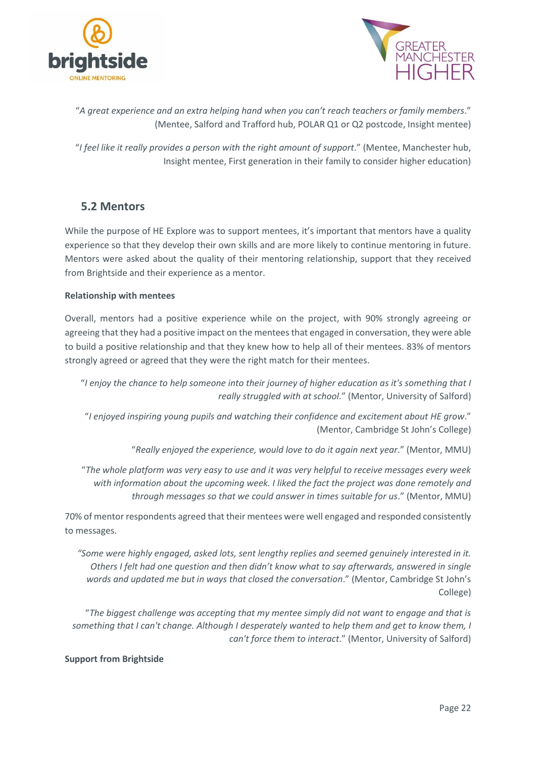"*A great experience and an extra helping hand when you can't reach teachers or family members*." (Mentee, Salford and Trafford hub, POLAR Q1 or Q2 postcode, Insight mentee)

"*I feel like it really provides a person with the right amount of support*." (Mentee, Manchester hub, Insight mentee, First generation in their family to consider higher education)

## 5.2 Mentors

While the purpose of HE Explore was to support mentees, it's important that mentors have a quality experience so that they develop their own skills and are more likely to continue mentoring in future. Mentors were asked about the quality of their mentoring relationship, support that they received from Brightside and their experience as a mentor.

**Relationship with mentees**

Overall, mentors had a positive experience while on the project, with 90% strongly agreeing or agreeing that they had a positive impact on the mentees that engaged in conversation, they were able to build a positive relationship and that they knew how to help all of their mentees. 83% of mentors strongly agreed or agreed that they were the right match for their mentees.

"*I enjoy the chance to help someone into their journey of higher education as it's something that I really struggled with at school*." (Mentor, University of Salford)

"*I enjoyed inspiring young pupils and watching their confidence and excitement about HE grow*." (Mentor, Cambridge St John's College)

"*Really enjoyed the experience, would love to do it again next year*." (Mentor, MMU)

"*The whole platform was very easy to use and it was very helpful to receive messages every week with information about the upcoming week. I liked the fact the project was done remotely and through messages so that we could answer in times suitable for us*." (Mentor, MMU)

70% of mentor respondents agreed that their mentees were well engaged and responded consistently to messages.

"*Some were highly engaged, asked lots, sent lengthy replies and seemed genuinely interested in it. Others I felt had one question and then didn't know what to say afterwards, answered in single words and updated me but in ways that closed the conversation*." (Mentor, Cambridge St John's College)

"*The biggest challenge was accepting that my mentee simply did not want to engage and that is something that I can't change. Although I desperately wanted to help them and get to know them, I can't force them to interact*." (Mentor, University of Salford)

**Support from Brightside**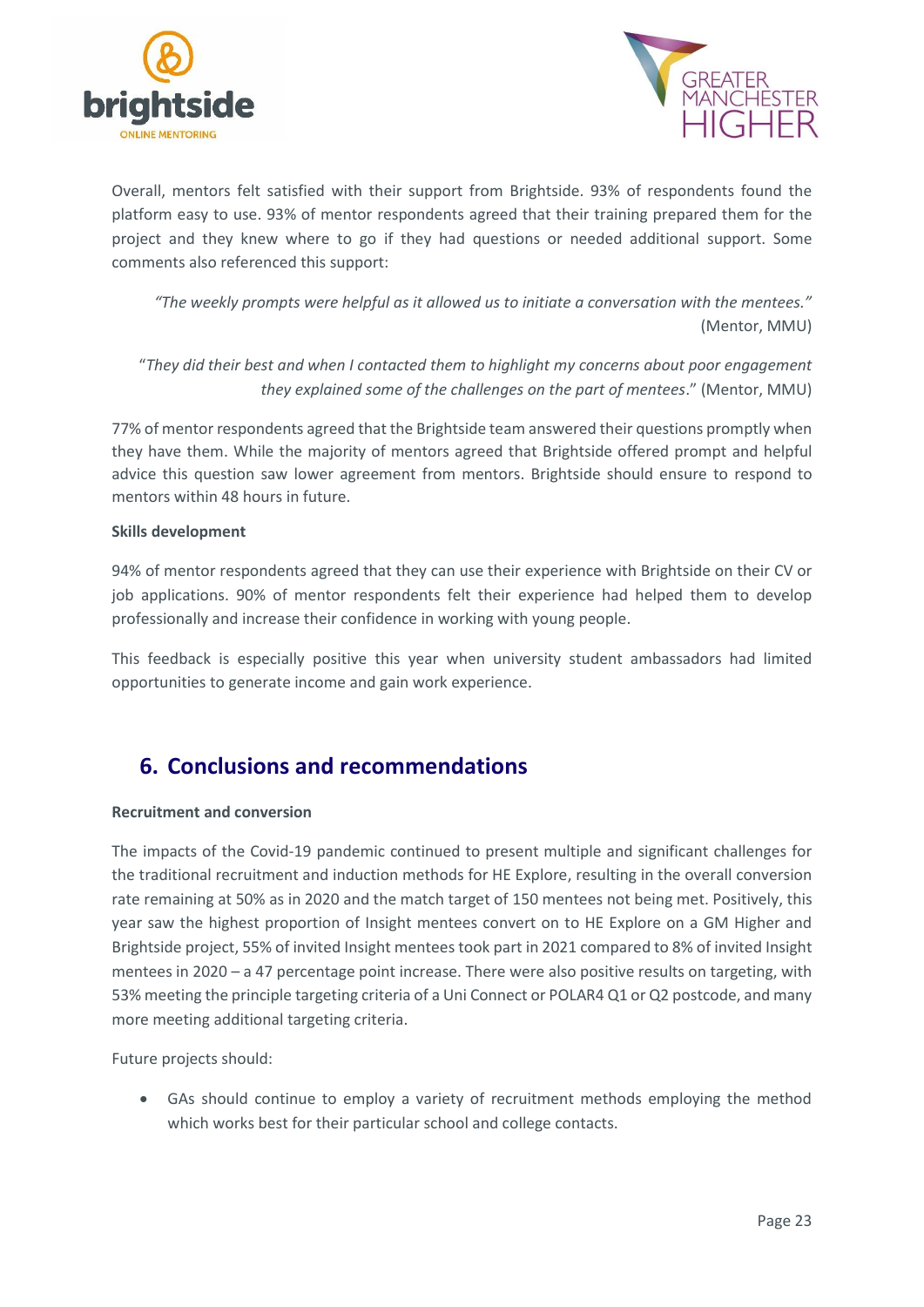Overall, mentors felt satisfied with their support from Brightside. 93% of respondents found the platform easy to use. 93% of mentor respondents agreed that their training prepared them for the project and they knew where to go if they had questions or needed additional support. Some comments also referenced this support:

> *"The weekly prompts were helpful as it allowed us to initiate a conversation with the mentees."* (Mentor, MMU)

> "*They did their best and when I contacted them to highlight my concerns about poor engagement they explained some of the challenges on the part of mentees*." (Mentor, MMU)

77% of mentor respondents agreed that the Brightside team answered their questions promptly when they have them. While the majority of mentors agreed that Brightside offered prompt and helpful advice this question saw lower agreement from mentors. Brightside should ensure to respond to mentors within 48 hours in future.

**Skills development**

94% of mentor respondents agreed that they can use their experience with Brightside on their CV or job applications. 90% of mentor respondents felt their experience had helped them to develop professionally and increase their confidence in working with young people.

This feedback is especially positive this year when university student ambassadors had limited opportunities to generate income and gain work experience.

## 6. Conclusions and recommendations

**Recruitment and conversion**

The impacts of the Covid-19 pandemic continued to present multiple and significant challenges for the traditional recruitment and induction methods for HE Explore, resulting in the overall conversion rate remaining at 50% as in 2020 and the match target of 150 mentees not being met. Positively, this year saw the highest proportion of Insight mentees convert on to HE Explore on a GM Higher and Brightside project, 55% of invited Insight mentees took part in 2021 compared to 8% of invited Insight mentees in 2020 – a 47 percentage point increase. There were also positive results on targeting, with 53% meeting the principle targeting criteria of a Uni Connect or POLAR4 Q1 or Q2 postcode, and many more meeting additional targeting criteria.

Future projects should:

- GAs should continue to employ a variety of recruitment methods employing the method which works best for their particular school and college contacts.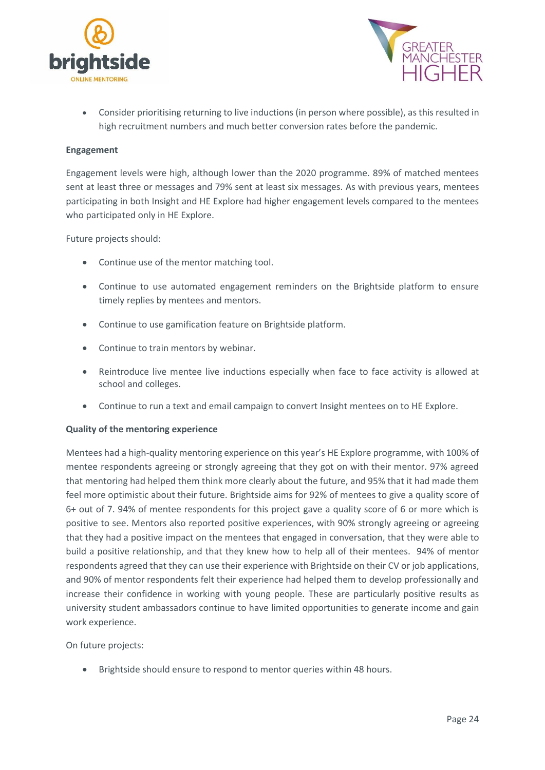- Consider prioritising returning to live inductions (in person where possible), as this resulted in high recruitment numbers and much better conversion rates before the pandemic.

**Engagement**

Engagement levels were high, although lower than the 2020 programme. 89% of matched mentees sent at least three or messages and 79% sent at least six messages. As with previous years, mentees participating in both Insight and HE Explore had higher engagement levels compared to the mentees who participated only in HE Explore.

Future projects should:

- Continue use of the mentor matching tool.
- Continue to use automated engagement reminders on the Brightside platform to ensure timely replies by mentees and mentors.
- Continue to use gamification feature on Brightside platform.
- Continue to train mentors by webinar.
- Reintroduce live mentee live inductions especially when face to face activity is allowed at school and colleges.
- Continue to run a text and email campaign to convert Insight mentees on to HE Explore.

**Quality of the mentoring experience**

Mentees had a high-quality mentoring experience on this year's HE Explore programme, with 100% of mentee respondents agreeing or strongly agreeing that they got on with their mentor. 97% agreed that mentoring had helped them think more clearly about the future, and 95% that it had made them feel more optimistic about their future. Brightside aims for 92% of mentees to give a quality score of 6+ out of 7. 94% of mentee respondents for this project gave a quality score of 6 or more which is positive to see. Mentors also reported positive experiences, with 90% strongly agreeing or agreeing that they had a positive impact on the mentees that engaged in conversation, that they were able to build a positive relationship, and that they knew how to help all of their mentees. 94% of mentor respondents agreed that they can use their experience with Brightside on their CV or job applications, and 90% of mentor respondents felt their experience had helped them to develop professionally and increase their confidence in working with young people. These are particularly positive results as university student ambassadors continue to have limited opportunities to generate income and gain work experience.

On future projects:

- Brightside should ensure to respond to mentor queries within 48 hours.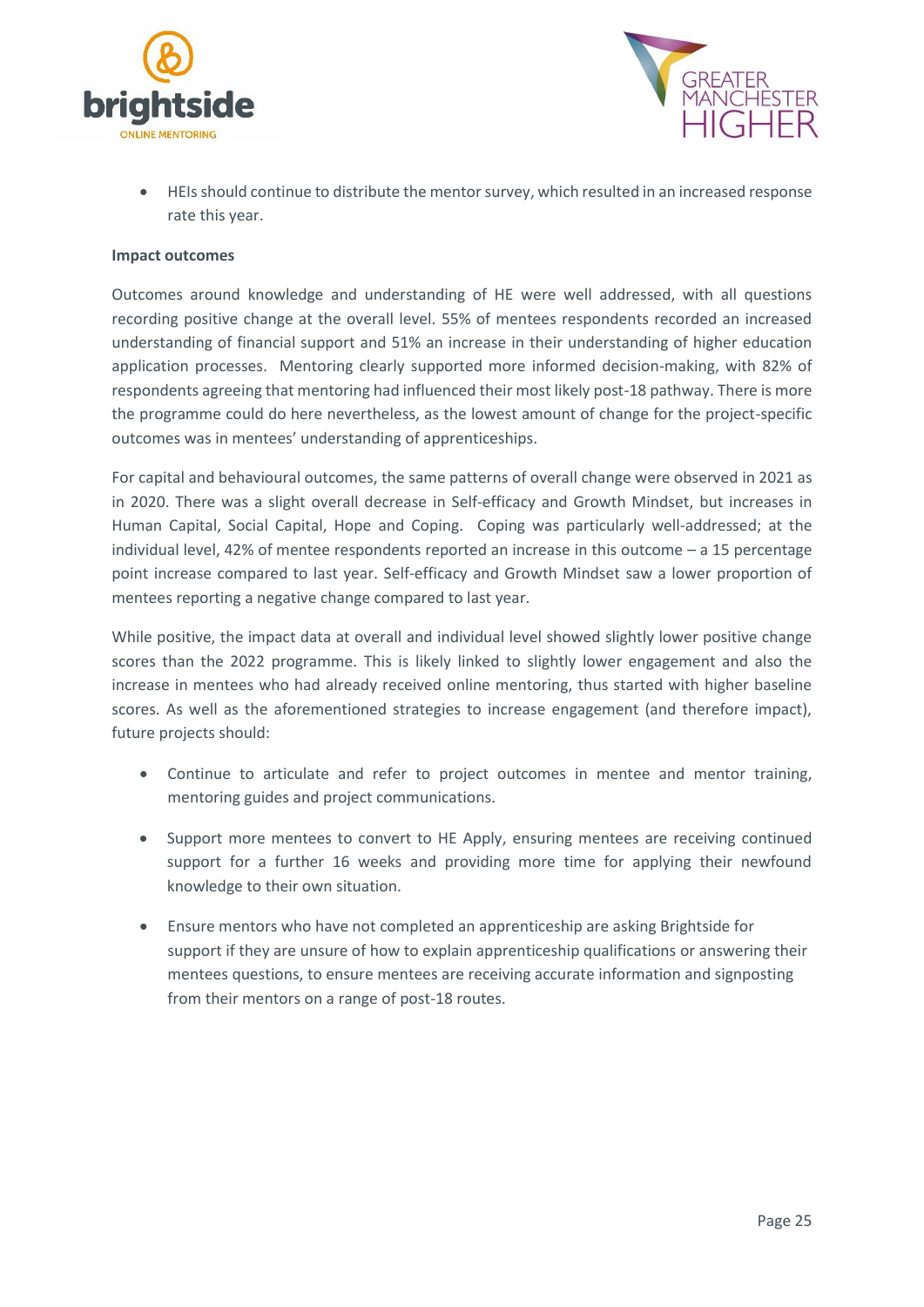- HEIs should continue to distribute the mentor survey, which resulted in an increased response rate this year.

**Impact outcomes**

Outcomes around knowledge and understanding of HE were well addressed, with all questions recording positive change at the overall level. 55% of mentees respondents recorded an increased understanding of financial support and 51% an increase in their understanding of higher education application processes. Mentoring clearly supported more informed decision-making, with 82% of respondents agreeing that mentoring had influenced their most likely post-18 pathway. There is more the programme could do here nevertheless, as the lowest amount of change for the project-specific outcomes was in mentees' understanding of apprenticeships.

For capital and behavioural outcomes, the same patterns of overall change were observed in 2021 as in 2020. There was a slight overall decrease in Self-efficacy and Growth Mindset, but increases in Human Capital, Social Capital, Hope and Coping. Coping was particularly well-addressed; at the individual level, 42% of mentee respondents reported an increase in this outcome – a 15 percentage point increase compared to last year. Self-efficacy and Growth Mindset saw a lower proportion of mentees reporting a negative change compared to last year.

While positive, the impact data at overall and individual level showed slightly lower positive change scores than the 2022 programme. This is likely linked to slightly lower engagement and also the increase in mentees who had already received online mentoring, thus started with higher baseline scores. As well as the aforementioned strategies to increase engagement (and therefore impact), future projects should:

- Continue to articulate and refer to project outcomes in mentee and mentor training, mentoring guides and project communications.
- Support more mentees to convert to HE Apply, ensuring mentees are receiving continued support for a further 16 weeks and providing more time for applying their newfound knowledge to their own situation.
- Ensure mentors who have not completed an apprenticeship are asking Brightside for support if they are unsure of how to explain apprenticeship qualifications or answering their mentees questions, to ensure mentees are receiving accurate information and signposting from their mentors on a range of post-18 routes.